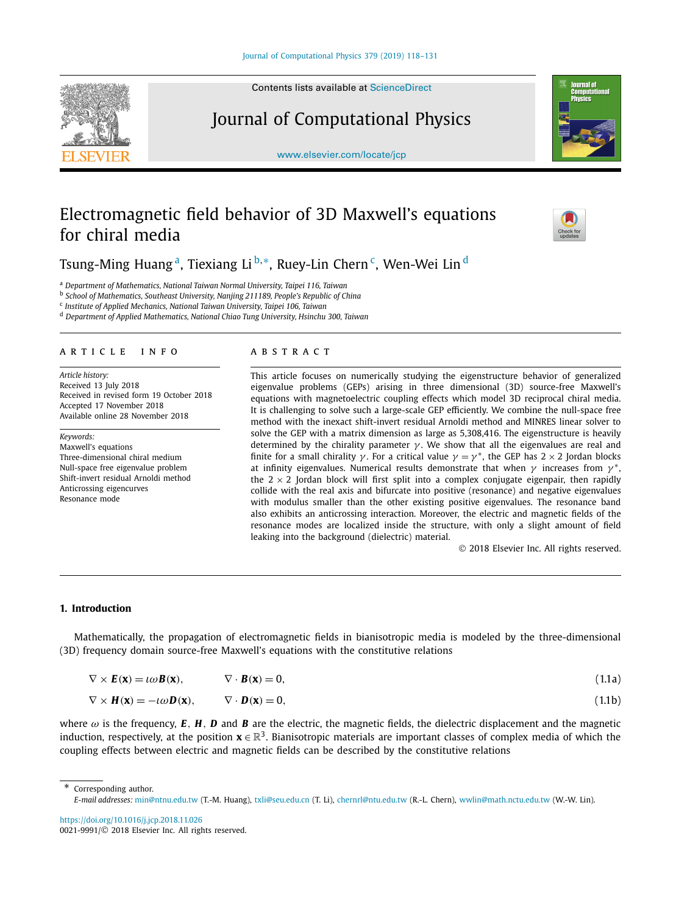# Electromagnetic field behavior of 3D Maxwell's equations for chiral media

Tsung-Ming Huang [a], Tiexiang Li [b,*], Ruey-Lin Chern [c], Wen-Wei Lin [d]

[a] Department of Mathematics, National Taiwan Normal University, Taipei 116, Taiwan
[b] School of Mathematics, Southeast University, Nanjing 211189, People's Republic of China
[c] Institute of Applied Mechanics, National Taiwan University, Taipei 106, Taiwan
[d] Department of Applied Mathematics, National Chiao Tung University, Hsinchu 300, Taiwan

## ARTICLE INFO

*Article history:*
Received 13 July 2018
Received in revised form 19 October 2018
Accepted 17 November 2018
Available online 28 November 2018

*Keywords:*
Maxwell's equations
Three-dimensional chiral medium
Null-space free eigenvalue problem
Shift-invert residual Arnoldi method
Anticrossing eigencurves
Resonance mode

## ABSTRACT

This article focuses on numerically studying the eigenstructure behavior of generalized eigenvalue problems (GEPs) arising in three dimensional (3D) source-free Maxwell's equations with magnetoelectric coupling effects which model 3D reciprocal chiral media. It is challenging to solve such a large-scale GEP efficiently. We combine the null-space free method with the inexact shift-invert residual Arnoldi method and MINRES linear solver to solve the GEP with a matrix dimension as large as 5,308,416. The eigenstructure is heavily determined by the chirality parameter $\gamma$. We show that all the eigenvalues are real and finite for a small chirality $\gamma$. For a critical value $\gamma = \gamma^*$, the GEP has $2 \times 2$ Jordan blocks at infinity eigenvalues. Numerical results demonstrate that when $\gamma$ increases from $\gamma^*$, the $2 \times 2$ Jordan block will first split into a complex conjugate eigenpair, then rapidly collide with the real axis and bifurcate into positive (resonance) and negative eigenvalues with modulus smaller than the other existing positive eigenvalues. The resonance band also exhibits an anticrossing interaction. Moreover, the electric and magnetic fields of the resonance modes are localized inside the structure, with only a slight amount of field leaking into the background (dielectric) material.

© 2018 Elsevier Inc. All rights reserved.

## 1. Introduction

Mathematically, the propagation of electromagnetic fields in bianisotropic media is modeled by the three-dimensional (3D) frequency domain source-free Maxwell's equations with the constitutive relations

$$\nabla \times \boldsymbol{E}(\mathbf{x}) = \imath\omega \boldsymbol{B}(\mathbf{x}), \qquad \nabla \cdot \boldsymbol{B}(\mathbf{x}) = 0, \tag{1.1a}$$

$$\nabla \times \boldsymbol{H}(\mathbf{x}) = -\imath\omega \boldsymbol{D}(\mathbf{x}), \qquad \nabla \cdot \boldsymbol{D}(\mathbf{x}) = 0, \tag{1.1b}$$

where $\omega$ is the frequency, $\boldsymbol{E}$, $\boldsymbol{H}$, $\boldsymbol{D}$ and $\boldsymbol{B}$ are the electric, the magnetic fields, the dielectric displacement and the magnetic induction, respectively, at the position $\mathbf{x} \in \mathbb{R}^3$. Bianisotropic materials are important classes of complex media of which the coupling effects between electric and magnetic fields can be described by the constitutive relations

* Corresponding author.
*E-mail addresses:* min@ntnu.edu.tw (T.-M. Huang), txli@seu.edu.cn (T. Li), chernrl@ntu.edu.tw (R.-L. Chern), wwlin@math.nctu.edu.tw (W.-W. Lin).

https://doi.org/10.1016/j.jcp.2018.11.026
0021-9991/© 2018 Elsevier Inc. All rights reserved.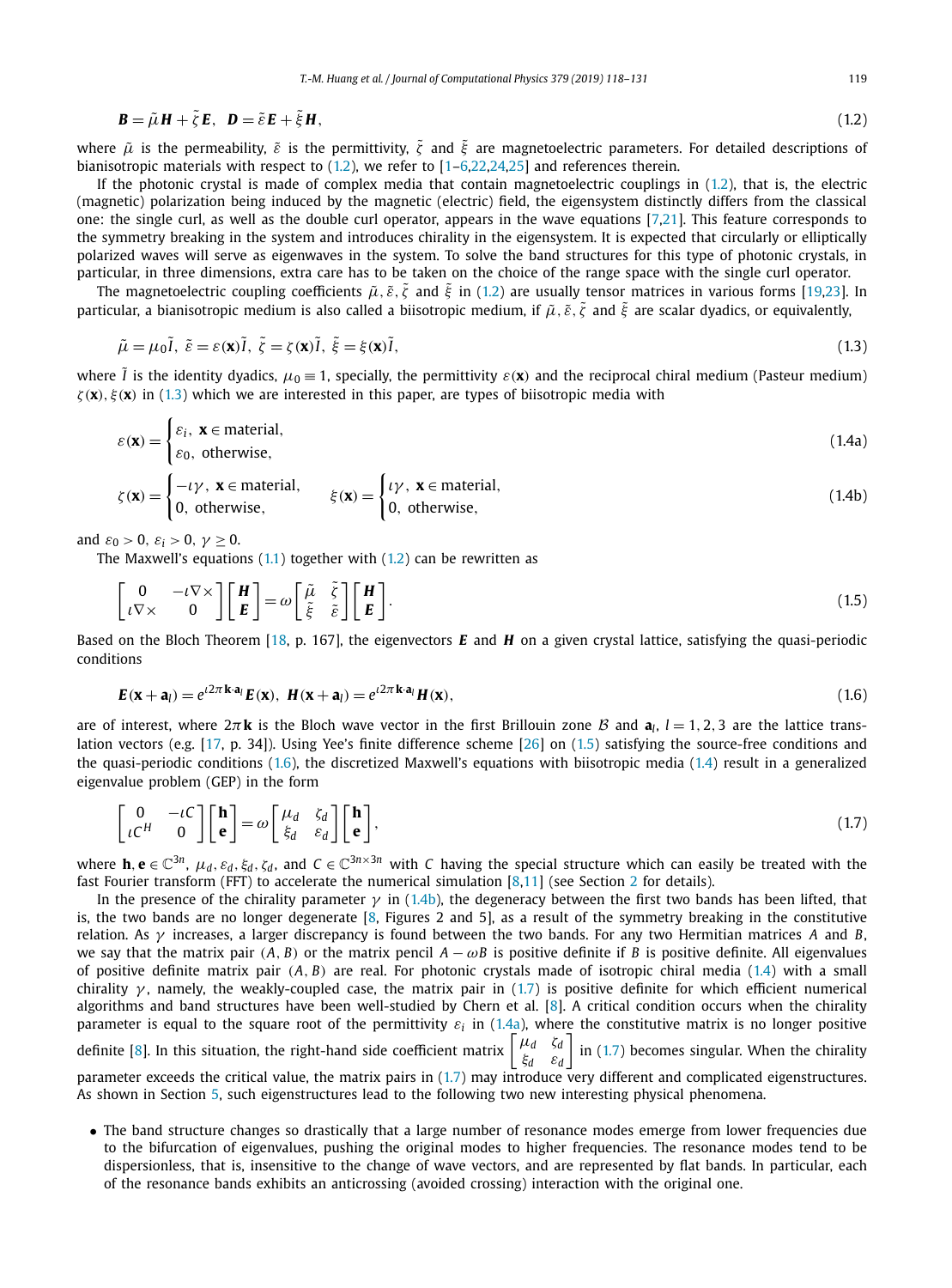$$\boldsymbol{B} = \tilde{\mu}\boldsymbol{H} + \tilde{\zeta}\boldsymbol{E}, \quad \boldsymbol{D} = \tilde{\varepsilon}\boldsymbol{E} + \tilde{\xi}\boldsymbol{H}, \tag{1.2}$$

where $\tilde{\mu}$ is the permeability, $\tilde{\varepsilon}$ is the permittivity, $\tilde{\zeta}$ and $\tilde{\xi}$ are magnetoelectric parameters. For detailed descriptions of bianisotropic materials with respect to (1.2), we refer to [1–6,22,24,25] and references therein.

If the photonic crystal is made of complex media that contain magnetoelectric couplings in (1.2), that is, the electric (magnetic) polarization being induced by the magnetic (electric) field, the eigensystem distinctly differs from the classical one: the single curl, as well as the double curl operator, appears in the wave equations [7,21]. This feature corresponds to the symmetry breaking in the system and introduces chirality in the eigensystem. It is expected that circularly or elliptically polarized waves will serve as eigenwaves in the system. To solve the band structures for this type of photonic crystals, in particular, in three dimensions, extra care has to be taken on the choice of the range space with the single curl operator.

The magnetoelectric coupling coefficients $\tilde{\mu}, \tilde{\varepsilon}, \tilde{\zeta}$ and $\tilde{\xi}$ in (1.2) are usually tensor matrices in various forms [19,23]. In particular, a bianisotropic medium is also called a biisotropic medium, if $\tilde{\mu}, \tilde{\varepsilon}, \tilde{\zeta}$ and $\tilde{\xi}$ are scalar dyadics, or equivalently,

$$\tilde{\mu} = \mu_0 \tilde{I}, \ \tilde{\varepsilon} = \varepsilon(\mathbf{x})\tilde{I}, \ \tilde{\zeta} = \zeta(\mathbf{x})\tilde{I}, \ \tilde{\xi} = \xi(\mathbf{x})\tilde{I}, \tag{1.3}$$

where $\tilde{I}$ is the identity dyadics, $\mu_0 \equiv 1$, specially, the permittivity $\varepsilon(\mathbf{x})$ and the reciprocal chiral medium (Pasteur medium) $\zeta(\mathbf{x}), \xi(\mathbf{x})$ in (1.3) which we are interested in this paper, are types of biisotropic media with

$$\varepsilon(\mathbf{x}) = \begin{cases} \varepsilon_i, \ \mathbf{x} \in \text{material}, \\ \varepsilon_0, \ \text{otherwise}, \end{cases} \tag{1.4a}$$

$$\zeta(\mathbf{x}) = \begin{cases} -\iota\gamma, \ \mathbf{x} \in \text{material}, \\ 0, \ \text{otherwise}, \end{cases} \qquad \xi(\mathbf{x}) = \begin{cases} \iota\gamma, \ \mathbf{x} \in \text{material}, \\ 0, \ \text{otherwise}, \end{cases} \tag{1.4b}$$

and $\varepsilon_0 > 0$, $\varepsilon_i > 0$, $\gamma \geq 0$.

The Maxwell's equations (1.1) together with (1.2) can be rewritten as

$$\begin{bmatrix} 0 & -\iota\nabla\times \\ \iota\nabla\times & 0 \end{bmatrix} \begin{bmatrix} \boldsymbol{H} \\ \boldsymbol{E} \end{bmatrix} = \omega \begin{bmatrix} \tilde{\mu} & \tilde{\zeta} \\ \tilde{\xi} & \tilde{\varepsilon} \end{bmatrix} \begin{bmatrix} \boldsymbol{H} \\ \boldsymbol{E} \end{bmatrix}. \tag{1.5}$$

Based on the Bloch Theorem [18, p. 167], the eigenvectors $\boldsymbol{E}$ and $\boldsymbol{H}$ on a given crystal lattice, satisfying the quasi-periodic conditions

$$\boldsymbol{E}(\mathbf{x} + \mathbf{a}_l) = e^{\iota 2\pi \mathbf{k}\cdot\mathbf{a}_l}\boldsymbol{E}(\mathbf{x}), \ \ \boldsymbol{H}(\mathbf{x} + \mathbf{a}_l) = e^{\iota 2\pi \mathbf{k}\cdot\mathbf{a}_l}\boldsymbol{H}(\mathbf{x}), \tag{1.6}$$

are of interest, where $2\pi\mathbf{k}$ is the Bloch wave vector in the first Brillouin zone $\mathcal{B}$ and $\mathbf{a}_l$, $l = 1, 2, 3$ are the lattice translation vectors (e.g. [17, p. 34]). Using Yee's finite difference scheme [26] on (1.5) satisfying the source-free conditions and the quasi-periodic conditions (1.6), the discretized Maxwell's equations with biisotropic media (1.4) result in a generalized eigenvalue problem (GEP) in the form

$$\begin{bmatrix} 0 & -\iota C \\ \iota C^H & 0 \end{bmatrix} \begin{bmatrix} \mathbf{h} \\ \mathbf{e} \end{bmatrix} = \omega \begin{bmatrix} \mu_d & \zeta_d \\ \xi_d & \varepsilon_d \end{bmatrix} \begin{bmatrix} \mathbf{h} \\ \mathbf{e} \end{bmatrix}, \tag{1.7}$$

where $\mathbf{h}, \mathbf{e} \in \mathbb{C}^{3n}$, $\mu_d, \varepsilon_d, \xi_d, \zeta_d$, and $C \in \mathbb{C}^{3n\times 3n}$ with $C$ having the special structure which can easily be treated with the fast Fourier transform (FFT) to accelerate the numerical simulation [8,11] (see Section 2 for details).

In the presence of the chirality parameter $\gamma$ in (1.4b), the degeneracy between the first two bands has been lifted, that is, the two bands are no longer degenerate [8, Figures 2 and 5], as a result of the symmetry breaking in the constitutive relation. As $\gamma$ increases, a larger discrepancy is found between the two bands. For any two Hermitian matrices $A$ and $B$, we say that the matrix pair $(A, B)$ or the matrix pencil $A - \omega B$ is positive definite if $B$ is positive definite. All eigenvalues of positive definite matrix pair $(A, B)$ are real. For photonic crystals made of isotropic chiral media (1.4) with a small chirality $\gamma$, namely, the weakly-coupled case, the matrix pair in (1.7) is positive definite for which efficient numerical algorithms and band structures have been well-studied by Chern et al. [8]. A critical condition occurs when the chirality parameter is equal to the square root of the permittivity $\varepsilon_i$ in (1.4a), where the constitutive matrix is no longer positive definite [8]. In this situation, the right-hand side coefficient matrix $\begin{bmatrix} \mu_d & \zeta_d \\ \xi_d & \varepsilon_d \end{bmatrix}$ in (1.7) becomes singular. When the chirality parameter exceeds the critical value, the matrix pairs in (1.7) may introduce very different and complicated eigenstructures. As shown in Section 5, such eigenstructures lead to the following two new interesting physical phenomena.

- The band structure changes so drastically that a large number of resonance modes emerge from lower frequencies due to the bifurcation of eigenvalues, pushing the original modes to higher frequencies. The resonance modes tend to be dispersionless, that is, insensitive to the change of wave vectors, and are represented by flat bands. In particular, each of the resonance bands exhibits an anticrossing (avoided crossing) interaction with the original one.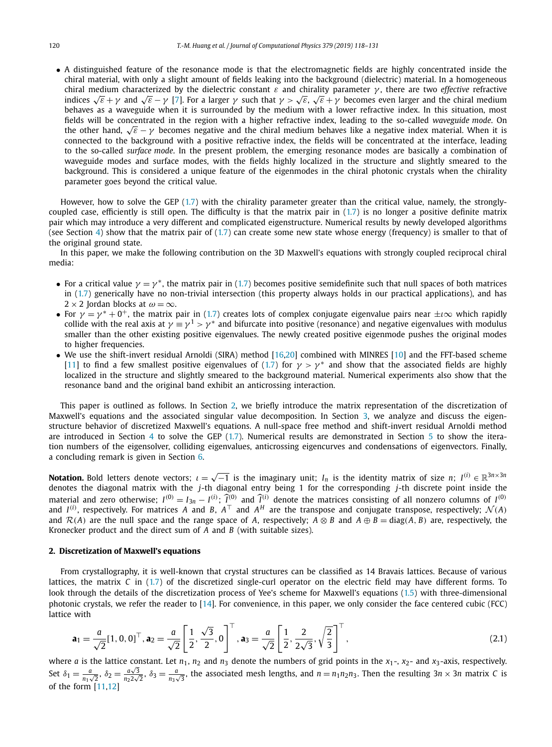- A distinguished feature of the resonance mode is that the electromagnetic fields are highly concentrated inside the chiral material, with only a slight amount of fields leaking into the background (dielectric) material. In a homogeneous chiral medium characterized by the dielectric constant $\varepsilon$ and chirality parameter $\gamma$, there are two *effective* refractive indices $\sqrt{\varepsilon}+\gamma$ and $\sqrt{\varepsilon}-\gamma$ [7]. For a larger $\gamma$ such that $\gamma > \sqrt{\varepsilon}$, $\sqrt{\varepsilon}+\gamma$ becomes even larger and the chiral medium behaves as a waveguide when it is surrounded by the medium with a lower refractive index. In this situation, most fields will be concentrated in the region with a higher refractive index, leading to the so-called *waveguide mode*. On the other hand, $\sqrt{\varepsilon}-\gamma$ becomes negative and the chiral medium behaves like a negative index material. When it is connected to the background with a positive refractive index, the fields will be concentrated at the interface, leading to the so-called *surface mode*. In the present problem, the emerging resonance modes are basically a combination of waveguide modes and surface modes, with the fields highly localized in the structure and slightly smeared to the background. This is considered a unique feature of the eigenmodes in the chiral photonic crystals when the chirality parameter goes beyond the critical value.

However, how to solve the GEP (1.7) with the chirality parameter greater than the critical value, namely, the strongly-coupled case, efficiently is still open. The difficulty is that the matrix pair in (1.7) is no longer a positive definite matrix pair which may introduce a very different and complicated eigenstructure. Numerical results by newly developed algorithms (see Section 4) show that the matrix pair of (1.7) can create some new state whose energy (frequency) is smaller to that of the original ground state.

In this paper, we make the following contribution on the 3D Maxwell's equations with strongly coupled reciprocal chiral media:

- For a critical value $\gamma=\gamma^*$, the matrix pair in (1.7) becomes positive semidefinite such that null spaces of both matrices in (1.7) generically have no non-trivial intersection (this property always holds in our practical applications), and has $2\times 2$ Jordan blocks at $\omega=\infty$.
- For $\gamma=\gamma^*+0^+$, the matrix pair in (1.7) creates lots of complex conjugate eigenvalue pairs near $\pm\imath\infty$ which rapidly collide with the real axis at $\gamma\equiv\gamma^1>\gamma^*$ and bifurcate into positive (resonance) and negative eigenvalues with modulus smaller than the other existing positive eigenvalues. The newly created positive eigenmode pushes the original modes to higher frequencies.
- We use the shift-invert residual Arnoldi (SIRA) method [16,20] combined with MINRES [10] and the FFT-based scheme [11] to find a few smallest positive eigenvalues of (1.7) for $\gamma>\gamma^*$ and show that the associated fields are highly localized in the structure and slightly smeared to the background material. Numerical experiments also show that the resonance band and the original band exhibit an anticrossing interaction.

This paper is outlined as follows. In Section 2, we briefly introduce the matrix representation of the discretization of Maxwell's equations and the associated singular value decomposition. In Section 3, we analyze and discuss the eigenstructure behavior of discretized Maxwell's equations. A null-space free method and shift-invert residual Arnoldi method are introduced in Section 4 to solve the GEP (1.7). Numerical results are demonstrated in Section 5 to show the iteration numbers of the eigensolver, colliding eigenvalues, anticrossing eigencurves and condensations of eigenvectors. Finally, a concluding remark is given in Section 6.

**Notation.** Bold letters denote vectors; $\imath=\sqrt{-1}$ is the imaginary unit; $I_n$ is the identity matrix of size $n$; $I^{(i)}\in\mathbb{R}^{3n\times 3n}$ denotes the diagonal matrix with the $j$-th diagonal entry being 1 for the corresponding $j$-th discrete point inside the material and zero otherwise; $I^{(0)}=I_{3n}-I^{(i)}$; $\widehat{I}^{(0)}$ and $\widehat{I}^{(i)}$ denote the matrices consisting of all nonzero columns of $I^{(0)}$ and $I^{(i)}$, respectively. For matrices $A$ and $B$, $A^\top$ and $A^H$ are the transpose and conjugate transpose, respectively; $\mathcal{N}(A)$ and $\mathcal{R}(A)$ are the null space and the range space of $A$, respectively; $A\otimes B$ and $A\oplus B=\mathrm{diag}(A,B)$ are, respectively, the Kronecker product and the direct sum of $A$ and $B$ (with suitable sizes).

## 2. Discretization of Maxwell's equations

From crystallography, it is well-known that crystal structures can be classified as 14 Bravais lattices. Because of various lattices, the matrix $C$ in (1.7) of the discretized single-curl operator on the electric field may have different forms. To look through the details of the discretization process of Yee's scheme for Maxwell's equations (1.5) with three-dimensional photonic crystals, we refer the reader to [14]. For convenience, in this paper, we only consider the face centered cubic (FCC) lattice with

$$
\mathbf{a}_1=\frac{a}{\sqrt{2}}[1,0,0]^\top,\ \mathbf{a}_2=\frac{a}{\sqrt{2}}\left[\frac{1}{2},\frac{\sqrt{3}}{2},0\right]^\top,\ \mathbf{a}_3=\frac{a}{\sqrt{2}}\left[\frac{1}{2},\frac{2}{2\sqrt{3}},\sqrt{\frac{2}{3}}\right]^\top, \tag{2.1}
$$

where $a$ is the lattice constant. Let $n_1$, $n_2$ and $n_3$ denote the numbers of grid points in the $x_1$-, $x_2$- and $x_3$-axis, respectively. Set $\delta_1=\frac{a}{n_1\sqrt{2}}$, $\delta_2=\frac{a\sqrt{3}}{n_2 2\sqrt{2}}$, $\delta_3=\frac{a}{n_3\sqrt{3}}$, the associated mesh lengths, and $n=n_1n_2n_3$. Then the resulting $3n\times 3n$ matrix $C$ is of the form [11,12]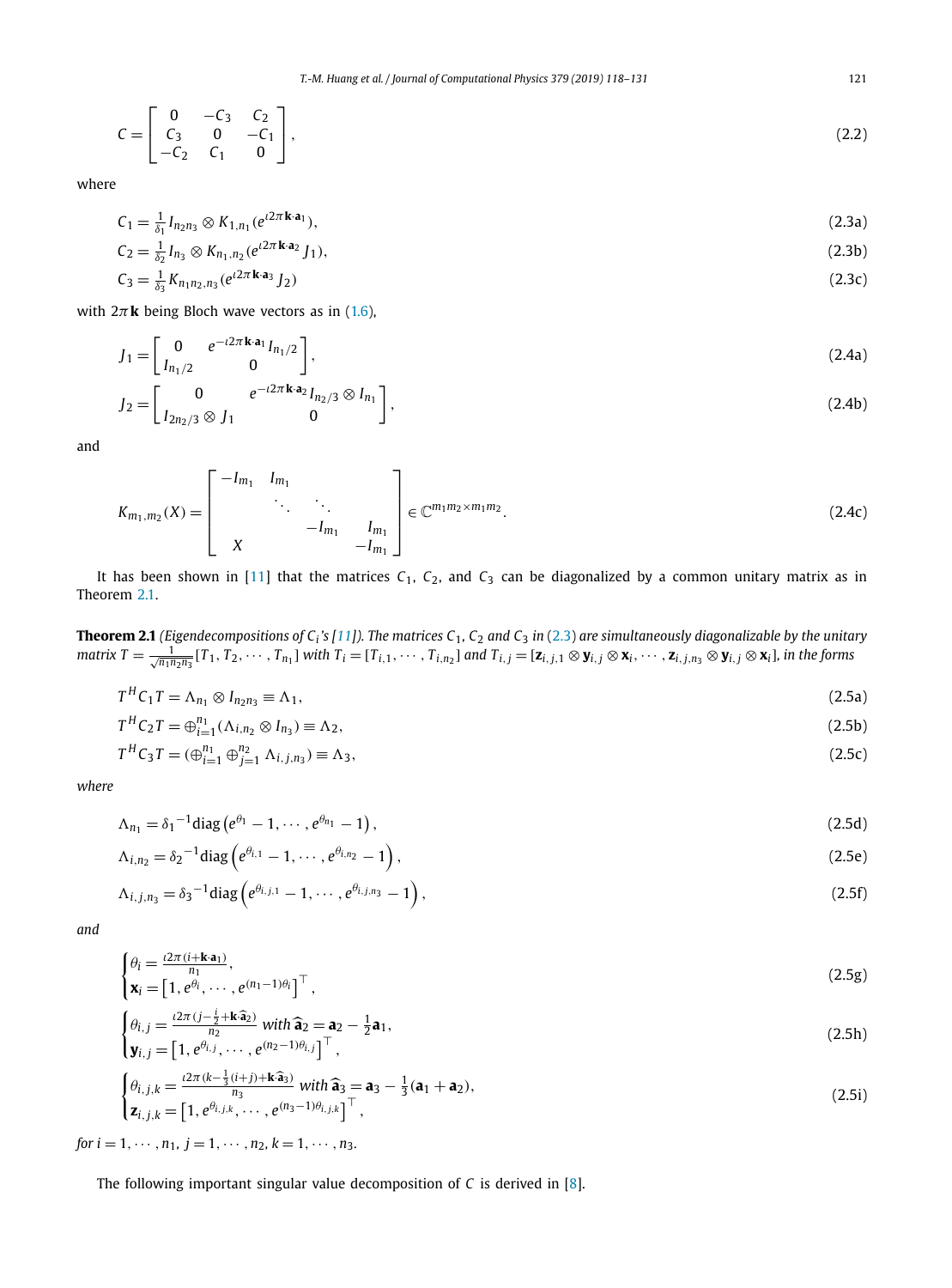$$C = \begin{bmatrix} 0 & -C_3 & C_2 \\ C_3 & 0 & -C_1 \\ -C_2 & C_1 & 0 \end{bmatrix}, \tag{2.2}$$

where

$$C_1 = \tfrac{1}{\delta_1} I_{n_2 n_3} \otimes K_{1,n_1}(e^{\imath 2\pi \mathbf{k}\cdot\mathbf{a}_1}), \tag{2.3a}$$

$$C_2 = \tfrac{1}{\delta_2} I_{n_3} \otimes K_{n_1,n_2}(e^{\imath 2\pi \mathbf{k}\cdot\mathbf{a}_2} J_1), \tag{2.3b}$$

$$C_3 = \tfrac{1}{\delta_3} K_{n_1 n_2,n_3}(e^{\imath 2\pi \mathbf{k}\cdot\mathbf{a}_3} J_2) \tag{2.3c}$$

with $2\pi\mathbf{k}$ being Bloch wave vectors as in (1.6),

$$J_1 = \begin{bmatrix} 0 & e^{-\imath 2\pi \mathbf{k}\cdot\mathbf{a}_1} I_{n_1/2} \\ I_{n_1/2} & 0 \end{bmatrix}, \tag{2.4a}$$

$$J_2 = \begin{bmatrix} 0 & e^{-\imath 2\pi \mathbf{k}\cdot\mathbf{a}_2} I_{n_2/3} \otimes I_{n_1} \\ I_{2n_2/3} \otimes J_1 & 0 \end{bmatrix}, \tag{2.4b}$$

and

$$K_{m_1,m_2}(X) = \begin{bmatrix} -I_{m_1} & I_{m_1} & & \\ & \ddots & \ddots & \\ & & -I_{m_1} & I_{m_1} \\ X & & & -I_{m_1} \end{bmatrix} \in \mathbb{C}^{m_1 m_2 \times m_1 m_2}. \tag{2.4c}$$

It has been shown in [11] that the matrices $C_1$, $C_2$, and $C_3$ can be diagonalized by a common unitary matrix as in Theorem 2.1.

**Theorem 2.1** *(Eigendecompositions of $C_i$'s [11]). The matrices $C_1$, $C_2$ and $C_3$ in (2.3) are simultaneously diagonalizable by the unitary matrix $T = \frac{1}{\sqrt{n_1 n_2 n_3}}[T_1, T_2, \cdots, T_{n_1}]$ with $T_i = [T_{i,1}, \cdots, T_{i,n_2}]$ and $T_{i,j} = [\mathbf{z}_{i,j,1} \otimes \mathbf{y}_{i,j} \otimes \mathbf{x}_i, \cdots, \mathbf{z}_{i,j,n_3} \otimes \mathbf{y}_{i,j} \otimes \mathbf{x}_i]$, in the forms*

$$T^H C_1 T = \Lambda_{n_1} \otimes I_{n_2 n_3} \equiv \Lambda_1, \tag{2.5a}$$

$$T^H C_2 T = \oplus_{i=1}^{n_1}(\Lambda_{i,n_2} \otimes I_{n_3}) \equiv \Lambda_2, \tag{2.5b}$$

$$T^H C_3 T = (\oplus_{i=1}^{n_1} \oplus_{j=1}^{n_2} \Lambda_{i,j,n_3}) \equiv \Lambda_3, \tag{2.5c}$$

*where*

$$\Lambda_{n_1} = {\delta_1}^{-1} \mathrm{diag}\left(e^{\theta_1} - 1, \cdots, e^{\theta_{n_1}} - 1\right), \tag{2.5d}$$

$$\Lambda_{i,n_2} = {\delta_2}^{-1} \mathrm{diag}\left(e^{\theta_{i,1}} - 1, \cdots, e^{\theta_{i,n_2}} - 1\right), \tag{2.5e}$$

$$\Lambda_{i,j,n_3} = {\delta_3}^{-1} \mathrm{diag}\left(e^{\theta_{i,j,1}} - 1, \cdots, e^{\theta_{i,j,n_3}} - 1\right), \tag{2.5f}$$

*and*

$$\begin{cases} \theta_i = \frac{\imath 2\pi(i + \mathbf{k}\cdot\mathbf{a}_1)}{n_1}, \\ \mathbf{x}_i = \left[1, e^{\theta_i}, \cdots, e^{(n_1-1)\theta_i}\right]^\top, \end{cases} \tag{2.5g}$$

$$\begin{cases} \theta_{i,j} = \frac{\imath 2\pi(j - \frac{i}{2} + \mathbf{k}\cdot\widehat{\mathbf{a}}_2)}{n_2} \text{ with } \widehat{\mathbf{a}}_2 = \mathbf{a}_2 - \frac{1}{2}\mathbf{a}_1, \\ \mathbf{y}_{i,j} = \left[1, e^{\theta_{i,j}}, \cdots, e^{(n_2-1)\theta_{i,j}}\right]^\top, \end{cases} \tag{2.5h}$$

$$\begin{cases} \theta_{i,j,k} = \frac{\imath 2\pi(k - \frac{1}{3}(i+j) + \mathbf{k}\cdot\widehat{\mathbf{a}}_3)}{n_3} \text{ with } \widehat{\mathbf{a}}_3 = \mathbf{a}_3 - \frac{1}{3}(\mathbf{a}_1 + \mathbf{a}_2), \\ \mathbf{z}_{i,j,k} = \left[1, e^{\theta_{i,j,k}}, \cdots, e^{(n_3-1)\theta_{i,j,k}}\right]^\top, \end{cases} \tag{2.5i}$$

*for $i = 1, \cdots, n_1$, $j = 1, \cdots, n_2$, $k = 1, \cdots, n_3$.*

The following important singular value decomposition of $C$ is derived in [8].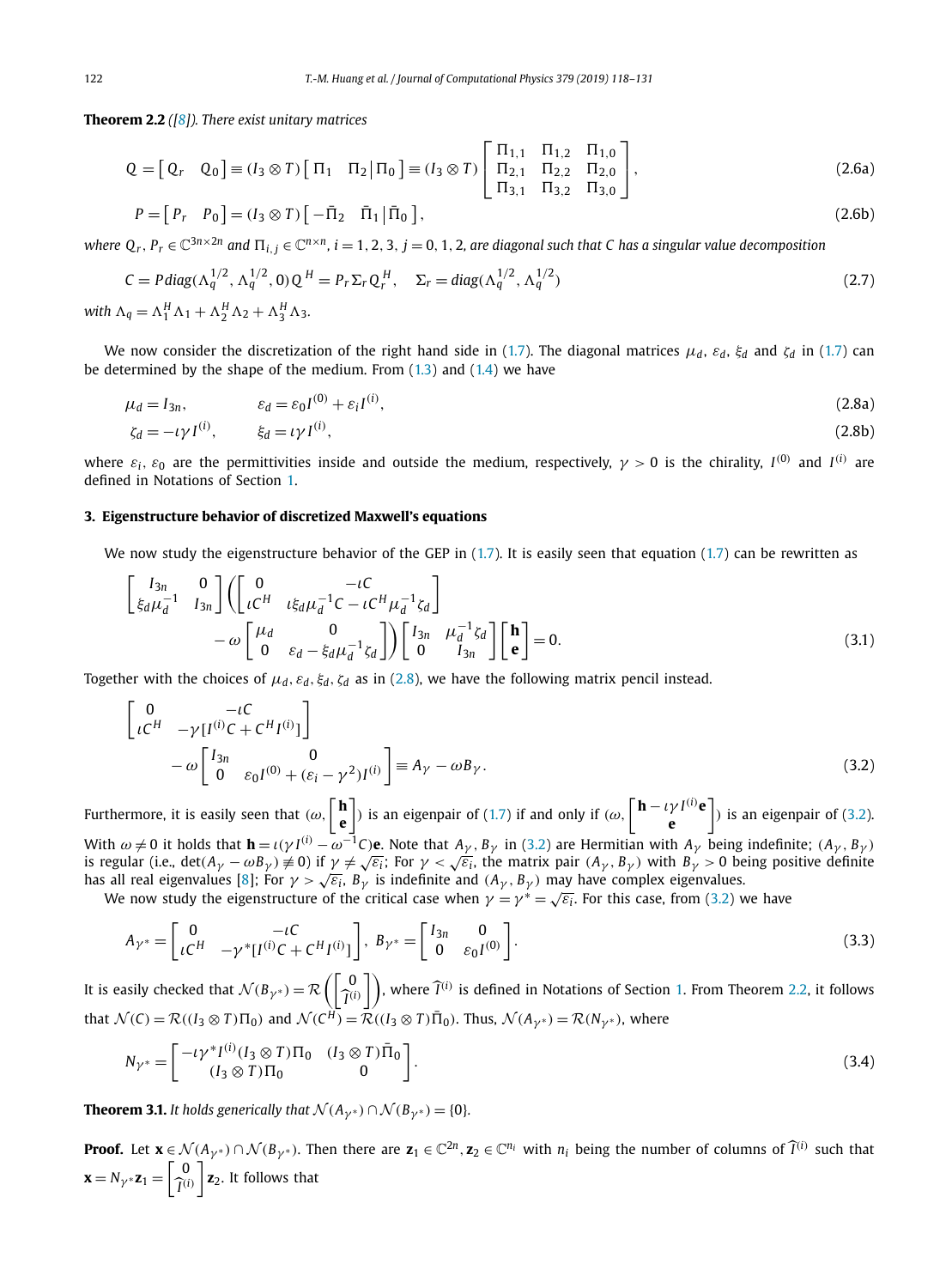**Theorem 2.2** *([8]). There exist unitary matrices*

$$Q = \begin{bmatrix} Q_r & Q_0 \end{bmatrix} \equiv (I_3 \otimes T) \begin{bmatrix} \Pi_1 & \Pi_2 \,|\, \Pi_0 \end{bmatrix} \equiv (I_3 \otimes T) \begin{bmatrix} \Pi_{1,1} & \Pi_{1,2} & \Pi_{1,0} \\ \Pi_{2,1} & \Pi_{2,2} & \Pi_{2,0} \\ \Pi_{3,1} & \Pi_{3,2} & \Pi_{3,0} \end{bmatrix}, \tag{2.6a}$$

$$P = \begin{bmatrix} P_r & P_0 \end{bmatrix} = (I_3 \otimes T) \begin{bmatrix} -\bar{\Pi}_2 & \bar{\Pi}_1 \,|\, \bar{\Pi}_0 \end{bmatrix}, \tag{2.6b}$$

*where $Q_r, P_r \in \mathbb{C}^{3n\times 2n}$ and $\Pi_{i,j} \in \mathbb{C}^{n\times n}$, $i = 1, 2, 3$, $j = 0, 1, 2$, are diagonal such that $C$ has a singular value decomposition*

$$C = P \mathrm{diag}(\Lambda_q^{1/2}, \Lambda_q^{1/2}, 0) Q^H = P_r \Sigma_r Q_r^H, \quad \Sigma_r = \mathrm{diag}(\Lambda_q^{1/2}, \Lambda_q^{1/2}) \tag{2.7}$$

*with $\Lambda_q = \Lambda_1^H \Lambda_1 + \Lambda_2^H \Lambda_2 + \Lambda_3^H \Lambda_3$.*

We now consider the discretization of the right hand side in (1.7). The diagonal matrices $\mu_d$, $\varepsilon_d$, $\xi_d$ and $\zeta_d$ in (1.7) can be determined by the shape of the medium. From (1.3) and (1.4) we have

$$\mu_d = I_{3n}, \qquad \varepsilon_d = \varepsilon_0 I^{(0)} + \varepsilon_i I^{(i)}, \tag{2.8a}$$

$$\zeta_d = -\iota\gamma I^{(i)}, \qquad \xi_d = \iota\gamma I^{(i)}, \tag{2.8b}$$

where $\varepsilon_i$, $\varepsilon_0$ are the permittivities inside and outside the medium, respectively, $\gamma > 0$ is the chirality, $I^{(0)}$ and $I^{(i)}$ are defined in Notations of Section 1.

## 3. Eigenstructure behavior of discretized Maxwell's equations

We now study the eigenstructure behavior of the GEP in (1.7). It is easily seen that equation (1.7) can be rewritten as

$$\begin{bmatrix} I_{3n} & 0 \\ \xi_d \mu_d^{-1} & I_{3n} \end{bmatrix} \left( \begin{bmatrix} 0 & -\iota C \\ \iota C^H & \iota \xi_d \mu_d^{-1} C - \iota C^H \mu_d^{-1} \zeta_d \end{bmatrix} - \omega \begin{bmatrix} \mu_d & 0 \\ 0 & \varepsilon_d - \xi_d \mu_d^{-1} \zeta_d \end{bmatrix} \right) \begin{bmatrix} I_{3n} & \mu_d^{-1}\zeta_d \\ 0 & I_{3n} \end{bmatrix} \begin{bmatrix} \mathbf{h} \\ \mathbf{e} \end{bmatrix} = 0. \tag{3.1}$$

Together with the choices of $\mu_d, \varepsilon_d, \xi_d, \zeta_d$ as in (2.8), we have the following matrix pencil instead.

$$\begin{bmatrix} 0 & -\iota C \\ \iota C^H & -\gamma [I^{(i)} C + C^H I^{(i)}] \end{bmatrix} - \omega \begin{bmatrix} I_{3n} & 0 \\ 0 & \varepsilon_0 I^{(0)} + (\varepsilon_i - \gamma^2) I^{(i)} \end{bmatrix} \equiv A_\gamma - \omega B_\gamma. \tag{3.2}$$

Furthermore, it is easily seen that $\left(\omega, \begin{bmatrix} \mathbf{h} \\ \mathbf{e} \end{bmatrix}\right)$ is an eigenpair of (1.7) if and only if $\left(\omega, \begin{bmatrix} \mathbf{h} - \iota\gamma I^{(i)} \mathbf{e} \\ \mathbf{e} \end{bmatrix}\right)$ is an eigenpair of (3.2). With $\omega \neq 0$ it holds that $\mathbf{h} = \iota(\gamma I^{(i)} - \omega^{-1} C)\mathbf{e}$. Note that $A_\gamma$, $B_\gamma$ in (3.2) are Hermitian with $A_\gamma$ being indefinite; $(A_\gamma, B_\gamma)$ is regular (i.e., $\det(A_\gamma - \omega B_\gamma) \not\equiv 0$) if $\gamma \neq \sqrt{\varepsilon_i}$; For $\gamma < \sqrt{\varepsilon_i}$, the matrix pair $(A_\gamma, B_\gamma)$ with $B_\gamma > 0$ being positive definite has all real eigenvalues [8]; For $\gamma > \sqrt{\varepsilon_i}$, $B_\gamma$ is indefinite and $(A_\gamma, B_\gamma)$ may have complex eigenvalues.

We now study the eigenstructure of the critical case when $\gamma = \gamma^* = \sqrt{\varepsilon_i}$. For this case, from (3.2) we have

$$A_{\gamma^*} = \begin{bmatrix} 0 & -\iota C \\ \iota C^H & -\gamma^* [I^{(i)} C + C^H I^{(i)}] \end{bmatrix}, \; B_{\gamma^*} = \begin{bmatrix} I_{3n} & 0 \\ 0 & \varepsilon_0 I^{(0)} \end{bmatrix}. \tag{3.3}$$

It is easily checked that $\mathcal{N}(B_{\gamma^*}) = \mathcal{R}\left(\begin{bmatrix} 0 \\ \widehat{I}^{(i)} \end{bmatrix}\right)$, where $\widehat{I}^{(i)}$ is defined in Notations of Section 1. From Theorem 2.2, it follows that $\mathcal{N}(C) = \mathcal{R}((I_3 \otimes T)\Pi_0)$ and $\mathcal{N}(C^H) = \mathcal{R}((I_3 \otimes T)\bar{\Pi}_0)$. Thus, $\mathcal{N}(A_{\gamma^*}) = \mathcal{R}(N_{\gamma^*})$, where

$$N_{\gamma^*} = \begin{bmatrix} -\iota\gamma^* I^{(i)} (I_3 \otimes T)\Pi_0 & (I_3 \otimes T)\bar{\Pi}_0 \\ (I_3 \otimes T)\Pi_0 & 0 \end{bmatrix}. \tag{3.4}$$

**Theorem 3.1.** *It holds generically that $\mathcal{N}(A_{\gamma^*}) \cap \mathcal{N}(B_{\gamma^*}) = \{0\}$.*

**Proof.** Let $\mathbf{x} \in \mathcal{N}(A_{\gamma^*}) \cap \mathcal{N}(B_{\gamma^*})$. Then there are $\mathbf{z}_1 \in \mathbb{C}^{2n}$, $\mathbf{z}_2 \in \mathbb{C}^{n_i}$ with $n_i$ being the number of columns of $\widehat{I}^{(i)}$ such that $\mathbf{x} = N_{\gamma^*}\mathbf{z}_1 = \begin{bmatrix} 0 \\ \widehat{I}^{(i)} \end{bmatrix} \mathbf{z}_2$. It follows that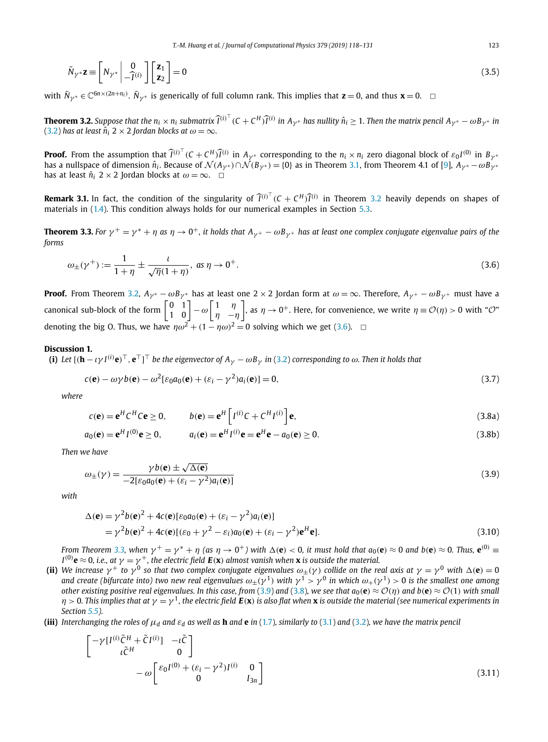$$\tilde{N}_{\gamma^*}\mathbf{z} \equiv \left[ N_{\gamma^*} \,\middle|\, \begin{matrix} 0 \\ -\widehat{I}^{(i)} \end{matrix} \right] \begin{bmatrix} \mathbf{z}_1 \\ \mathbf{z}_2 \end{bmatrix} = 0 \tag{3.5}$$

with $\tilde{N}_{\gamma^*} \in \mathbb{C}^{6n\times(2n+n_i)}$. $\tilde{N}_{\gamma^*}$ is generically of full column rank. This implies that $\mathbf{z} = 0$, and thus $\mathbf{x} = 0$. □

**Theorem 3.2.** *Suppose that the $n_i \times n_i$ submatrix $\widehat{I}^{(i)\top}(C + C^H)\widehat{I}^{(i)}$ in $A_{\gamma^*}$ has nullity $\hat{n}_i \geq 1$. Then the matrix pencil $A_{\gamma^*} - \omega B_{\gamma^*}$ in (3.2) has at least $\hat{n}_i$ $2 \times 2$ Jordan blocks at $\omega = \infty$.*

**Proof.** From the assumption that $\widehat{I}^{(i)\top}(C + C^H)\widehat{I}^{(i)}$ in $A_{\gamma^*}$ corresponding to the $n_i \times n_i$ zero diagonal block of $\varepsilon_0 I^{(0)}$ in $B_{\gamma^*}$ has a nullspace of dimension $\hat{n}_i$. Because of $\mathcal{N}(A_{\gamma^*}) \cap \mathcal{N}(B_{\gamma^*}) = \{0\}$ as in Theorem 3.1, from Theorem 4.1 of [9], $A_{\gamma^*} - \omega B_{\gamma^*}$ has at least $\hat{n}_i$ $2 \times 2$ Jordan blocks at $\omega = \infty$. □

**Remark 3.1.** In fact, the condition of the singularity of $\widehat{I}^{(i)\top}(C + C^H)\widehat{I}^{(i)}$ in Theorem 3.2 heavily depends on shapes of materials in (1.4). This condition always holds for our numerical examples in Section 5.3.

**Theorem 3.3.** *For $\gamma^+ = \gamma^* + \eta$ as $\eta \to 0^+$, it holds that $A_{\gamma^+} - \omega B_{\gamma^+}$ has at least one complex conjugate eigenvalue pairs of the forms*

$$\omega_\pm(\gamma^+) := \frac{1}{1+\eta} \pm \frac{\imath}{\sqrt{\eta}(1+\eta)}, \text{ as } \eta \to 0^+. \tag{3.6}$$

**Proof.** From Theorem 3.2, $A_{\gamma^*} - \omega B_{\gamma^*}$ has at least one $2 \times 2$ Jordan form at $\omega = \infty$. Therefore, $A_{\gamma^+} - \omega B_{\gamma^+}$ must have a canonical sub-block of the form $\begin{bmatrix} 0 & 1 \\ 1 & 0 \end{bmatrix} - \omega \begin{bmatrix} 1 & \eta \\ \eta & -\eta \end{bmatrix}$, as $\eta \to 0^+$. Here, for convenience, we write $\eta \equiv \mathcal{O}(\eta) > 0$ with "$\mathcal{O}$" denoting the big O. Thus, we have $\eta\omega^2 + (1 - \eta\omega)^2 = 0$ solving which we get (3.6). □

**Discussion 1.**

**(i)** *Let $[(\mathbf{h} - \imath\gamma I^{(i)}\mathbf{e})^\top, \mathbf{e}^\top]^\top$ be the eigenvector of $A_\gamma - \omega B_\gamma$ in (3.2) corresponding to $\omega$. Then it holds that*

$$c(\mathbf{e}) - \omega\gamma b(\mathbf{e}) - \omega^2[\varepsilon_0 a_0(\mathbf{e}) + (\varepsilon_i - \gamma^2)a_i(\mathbf{e})] = 0, \tag{3.7}$$

*where*

$$c(\mathbf{e}) = \mathbf{e}^H C^H C \mathbf{e} \geq 0, \qquad b(\mathbf{e}) = \mathbf{e}^H \left[ I^{(i)}C + C^H I^{(i)} \right] \mathbf{e}, \tag{3.8a}$$

$$a_0(\mathbf{e}) = \mathbf{e}^H I^{(0)} \mathbf{e} \geq 0, \qquad a_i(\mathbf{e}) = \mathbf{e}^H I^{(i)} \mathbf{e} = \mathbf{e}^H \mathbf{e} - a_0(\mathbf{e}) \geq 0. \tag{3.8b}$$

*Then we have*

$$\omega_\pm(\gamma) = \frac{\gamma b(\mathbf{e}) \pm \sqrt{\Delta(\mathbf{e})}}{-2[\varepsilon_0 a_0(\mathbf{e}) + (\varepsilon_i - \gamma^2)a_i(\mathbf{e})]} \tag{3.9}$$

*with*

$$\begin{aligned} \Delta(\mathbf{e}) &= \gamma^2 b(\mathbf{e})^2 + 4c(\mathbf{e})[\varepsilon_0 a_0(\mathbf{e}) + (\varepsilon_i - \gamma^2)a_i(\mathbf{e})] \\ &= \gamma^2 b(\mathbf{e})^2 + 4c(\mathbf{e})[(\varepsilon_0 + \gamma^2 - \varepsilon_i)a_0(\mathbf{e}) + (\varepsilon_i - \gamma^2)\mathbf{e}^H\mathbf{e}]. \end{aligned} \tag{3.10}$$

*From Theorem 3.3, when $\gamma^+ = \gamma^* + \eta$ (as $\eta \to 0^+$) with $\Delta(\mathbf{e}) < 0$, it must hold that $a_0(\mathbf{e}) \approx 0$ and $b(\mathbf{e}) \approx 0$. Thus, $\mathbf{e}^{(0)} \equiv I^{(0)}\mathbf{e} \approx 0$, i.e., at $\gamma = \gamma^+$, the electric field $\boldsymbol{E}(\mathbf{x})$ almost vanish when $\mathbf{x}$ is outside the material.*

**(ii)** *We increase $\gamma^+$ to $\gamma^0$ so that two complex conjugate eigenvalues $\omega_\pm(\gamma)$ collide on the real axis at $\gamma = \gamma^0$ with $\Delta(\mathbf{e}) = 0$ and create (bifurcate into) two new real eigenvalues $\omega_\pm(\gamma^1)$ with $\gamma^1 > \gamma^0$ in which $\omega_+(\gamma^1) > 0$ is the smallest one among other existing positive real eigenvalues. In this case, from (3.9) and (3.8), we see that $a_0(\mathbf{e}) \approx \mathcal{O}(\eta)$ and $b(\mathbf{e}) \approx \mathcal{O}(1)$ with small $\eta > 0$. This implies that at $\gamma = \gamma^1$, the electric field $\boldsymbol{E}(\mathbf{x})$ is also flat when $\mathbf{x}$ is outside the material (see numerical experiments in Section 5.5).*

**(iii)** *Interchanging the roles of $\mu_d$ and $\varepsilon_d$ as well as $\mathbf{h}$ and $\mathbf{e}$ in (1.7), similarly to (3.1) and (3.2), we have the matrix pencil*

$$\begin{bmatrix} -\gamma[I^{(i)}\tilde{C}^H + \tilde{C}I^{(i)}] & -\imath\tilde{C} \\ \imath\tilde{C}^H & 0 \end{bmatrix} - \omega \begin{bmatrix} \varepsilon_0 I^{(0)} + (\varepsilon_i - \gamma^2)I^{(i)} & 0 \\ 0 & I_{3n} \end{bmatrix} \tag{3.11}$$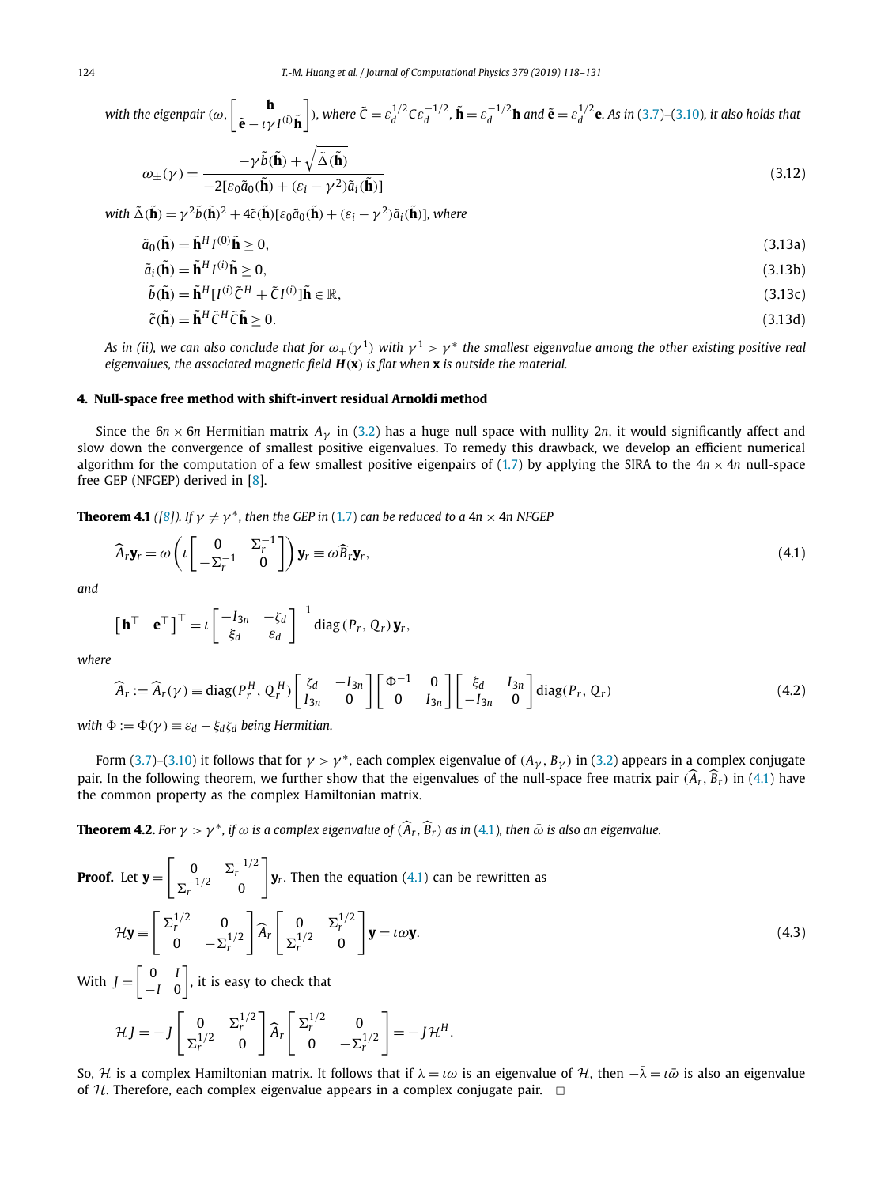with the eigenpair $(\omega, \begin{bmatrix} \mathbf{h} \\ \tilde{\mathbf{e}} - \iota\gamma I^{(i)}\tilde{\mathbf{h}} \end{bmatrix})$, where $\tilde{C} = \varepsilon_d^{1/2} C \varepsilon_d^{-1/2}$, $\tilde{\mathbf{h}} = \varepsilon_d^{-1/2}\mathbf{h}$ and $\tilde{\mathbf{e}} = \varepsilon_d^{1/2}\mathbf{e}$. As in (3.7)–(3.10), it also holds that

$$\omega_{\pm}(\gamma) = \frac{-\gamma\tilde{b}(\tilde{\mathbf{h}}) + \sqrt{\tilde{\Delta}(\tilde{\mathbf{h}})}}{-2[\varepsilon_0\tilde{a}_0(\tilde{\mathbf{h}}) + (\varepsilon_i - \gamma^2)\tilde{a}_i(\tilde{\mathbf{h}})]} \tag{3.12}$$

with $\tilde{\Delta}(\tilde{\mathbf{h}}) = \gamma^2\tilde{b}(\tilde{\mathbf{h}})^2 + 4\tilde{c}(\tilde{\mathbf{h}})[\varepsilon_0\tilde{a}_0(\tilde{\mathbf{h}}) + (\varepsilon_i - \gamma^2)\tilde{a}_i(\tilde{\mathbf{h}})]$, where

$$\tilde{a}_0(\tilde{\mathbf{h}}) = \tilde{\mathbf{h}}^H I^{(0)}\tilde{\mathbf{h}} \geq 0, \tag{3.13a}$$

$$\tilde{a}_i(\tilde{\mathbf{h}}) = \tilde{\mathbf{h}}^H I^{(i)}\tilde{\mathbf{h}} \geq 0, \tag{3.13b}$$

$$\tilde{b}(\tilde{\mathbf{h}}) = \tilde{\mathbf{h}}^H [I^{(i)}\tilde{C}^H + \tilde{C}I^{(i)}]\tilde{\mathbf{h}} \in \mathbb{R}, \tag{3.13c}$$

$$\tilde{c}(\tilde{\mathbf{h}}) = \tilde{\mathbf{h}}^H\tilde{C}^H\tilde{C}\tilde{\mathbf{h}} \geq 0. \tag{3.13d}$$

*As in (ii), we can also conclude that for $\omega_+(\gamma^1)$ with $\gamma^1 > \gamma^*$ the smallest eigenvalue among the other existing positive real eigenvalues, the associated magnetic field $\boldsymbol{H}(\mathbf{x})$ is flat when $\mathbf{x}$ is outside the material.*

## 4. Null-space free method with shift-invert residual Arnoldi method

Since the $6n \times 6n$ Hermitian matrix $A_\gamma$ in (3.2) has a huge null space with nullity $2n$, it would significantly affect and slow down the convergence of smallest positive eigenvalues. To remedy this drawback, we develop an efficient numerical algorithm for the computation of a few smallest positive eigenpairs of (1.7) by applying the SIRA to the $4n \times 4n$ null-space free GEP (NFGEP) derived in [8].

**Theorem 4.1** *([8]). If $\gamma \neq \gamma^*$, then the GEP in (1.7) can be reduced to a $4n \times 4n$ NFGEP*

$$\widehat{A}_r\mathbf{y}_r = \omega\left(\iota\begin{bmatrix} 0 & \Sigma_r^{-1} \\ -\Sigma_r^{-1} & 0 \end{bmatrix}\right)\mathbf{y}_r \equiv \omega\widehat{B}_r\mathbf{y}_r, \tag{4.1}$$

*and*

$$\begin{bmatrix} \mathbf{h}^\top & \mathbf{e}^\top \end{bmatrix}^\top = \iota\begin{bmatrix} -I_{3n} & -\zeta_d \\ \xi_d & \varepsilon_d \end{bmatrix}^{-1}\operatorname{diag}(P_r, Q_r)\mathbf{y}_r,$$

*where*

$$\widehat{A}_r := \widehat{A}_r(\gamma) \equiv \operatorname{diag}(P_r^H, Q_r^H)\begin{bmatrix} \zeta_d & -I_{3n} \\ I_{3n} & 0 \end{bmatrix}\begin{bmatrix} \Phi^{-1} & 0 \\ 0 & I_{3n} \end{bmatrix}\begin{bmatrix} \xi_d & I_{3n} \\ -I_{3n} & 0 \end{bmatrix}\operatorname{diag}(P_r, Q_r) \tag{4.2}$$

*with $\Phi := \Phi(\gamma) \equiv \varepsilon_d - \xi_d\zeta_d$ being Hermitian.*

Form (3.7)–(3.10) it follows that for $\gamma > \gamma^*$, each complex eigenvalue of $(A_\gamma, B_\gamma)$ in (3.2) appears in a complex conjugate pair. In the following theorem, we further show that the eigenvalues of the null-space free matrix pair $(\widehat{A}_r, \widehat{B}_r)$ in (4.1) have the common property as the complex Hamiltonian matrix.

**Theorem 4.2.** *For $\gamma > \gamma^*$, if $\omega$ is a complex eigenvalue of $(\widehat{A}_r, \widehat{B}_r)$ as in (4.1), then $\bar{\omega}$ is also an eigenvalue.*

**Proof.** Let $\mathbf{y} = \begin{bmatrix} 0 & \Sigma_r^{-1/2} \\ \Sigma_r^{-1/2} & 0 \end{bmatrix}\mathbf{y}_r$. Then the equation (4.1) can be rewritten as

$$\mathcal{H}\mathbf{y} \equiv \begin{bmatrix} \Sigma_r^{1/2} & 0 \\ 0 & -\Sigma_r^{1/2} \end{bmatrix}\widehat{A}_r\begin{bmatrix} 0 & \Sigma_r^{1/2} \\ \Sigma_r^{1/2} & 0 \end{bmatrix}\mathbf{y} = \iota\omega\mathbf{y}. \tag{4.3}$$

With $J = \begin{bmatrix} 0 & I \\ -I & 0 \end{bmatrix}$, it is easy to check that

$$\mathcal{H}J = -J\begin{bmatrix} 0 & \Sigma_r^{1/2} \\ \Sigma_r^{1/2} & 0 \end{bmatrix}\widehat{A}_r\begin{bmatrix} \Sigma_r^{1/2} & 0 \\ 0 & -\Sigma_r^{1/2} \end{bmatrix} = -J\mathcal{H}^H.$$

So, $\mathcal{H}$ is a complex Hamiltonian matrix. It follows that if $\lambda = \iota\omega$ is an eigenvalue of $\mathcal{H}$, then $-\bar{\lambda} = \iota\bar{\omega}$ is also an eigenvalue of $\mathcal{H}$. Therefore, each complex eigenvalue appears in a complex conjugate pair. $\square$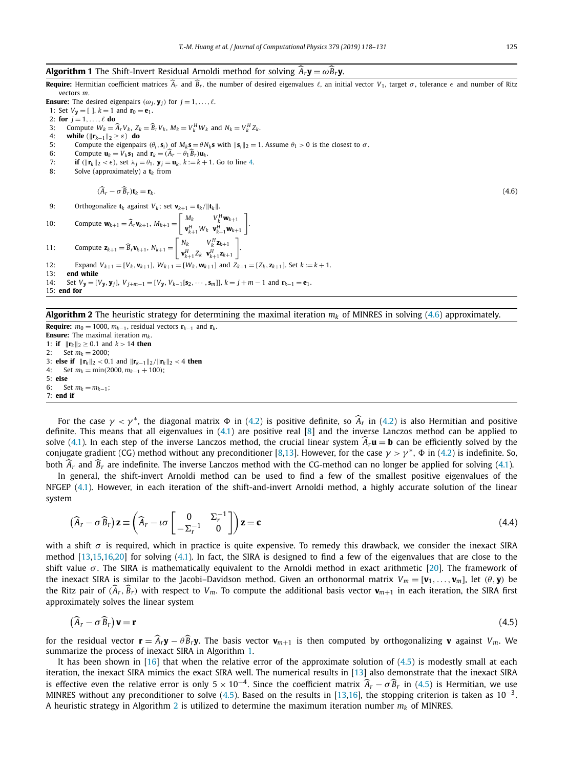**Algorithm 1** The Shift-Invert Residual Arnoldi method for solving $\widehat{A}_r \mathbf{y} = \omega \widehat{B}_r \mathbf{y}$.

**Require:** Hermitian coefficient matrices $\widehat{A}_r$ and $\widehat{B}_r$, the number of desired eigenvalues $\ell$, an initial vector $V_1$, target $\sigma$, tolerance $\epsilon$ and number of Ritz vectors $m$.

**Ensure:** The desired eigenpairs $(\omega_j, \mathbf{y}_j)$ for $j = 1, \ldots, \ell$.

1: Set $V_\mathbf{y} = [\ ]$, $k = 1$ and $\mathbf{r}_0 = \mathbf{e}_1$.
2: **for** $j = 1, \ldots, \ell$ **do**
3: &nbsp;&nbsp;&nbsp;Compute $W_k = \widehat{A}_r V_k$, $Z_k = \widehat{B}_r V_k$, $M_k = V_k^H W_k$ and $N_k = V_k^H Z_k$.
4: &nbsp;&nbsp;&nbsp;**while** $(\|\mathbf{r}_{k-1}\|_2 \geq \varepsilon)$ **do**
5: &nbsp;&nbsp;&nbsp;&nbsp;&nbsp;&nbsp;Compute the eigenpairs $(\theta_i, \mathbf{s}_i)$ of $M_k \mathbf{s} = \theta N_k \mathbf{s}$ with $\|\mathbf{s}_i\|_2 = 1$. Assume $\theta_1 > 0$ is the closest to $\sigma$.
6: &nbsp;&nbsp;&nbsp;&nbsp;&nbsp;&nbsp;Compute $\mathbf{u}_k = V_k \mathbf{s}_1$ and $\mathbf{r}_k = (\widehat{A}_r - \theta_1 \widehat{B}_r)\mathbf{u}_k$.
7: &nbsp;&nbsp;&nbsp;&nbsp;&nbsp;&nbsp;**if** $(\|\mathbf{r}_k\|_2 < \epsilon)$, set $\lambda_j = \theta_1$, $\mathbf{y}_j = \mathbf{u}_k$, $k := k+1$. Go to line 4.
8: &nbsp;&nbsp;&nbsp;&nbsp;&nbsp;&nbsp;Solve (approximately) a $\mathbf{t}_k$ from

$$(\widehat{A}_r - \sigma \widehat{B}_r)\mathbf{t}_k = \mathbf{r}_k. \tag{4.6}$$

9: &nbsp;&nbsp;&nbsp;&nbsp;&nbsp;&nbsp;Orthogonalize $\mathbf{t}_k$ against $V_k$; set $\mathbf{v}_{k+1} = \mathbf{t}_k / \|\mathbf{t}_k\|$.
10: &nbsp;&nbsp;&nbsp;&nbsp;&nbsp;Compute $\mathbf{w}_{k+1} = \widehat{A}_r \mathbf{v}_{k+1}$, $M_{k+1} = \begin{bmatrix} M_k & V_k^H \mathbf{w}_{k+1} \\ \mathbf{v}_{k+1}^H W_k & \mathbf{v}_{k+1}^H \mathbf{w}_{k+1} \end{bmatrix}$.
11: &nbsp;&nbsp;&nbsp;&nbsp;&nbsp;Compute $\mathbf{z}_{k+1} = \widehat{B}_r \mathbf{v}_{k+1}$, $N_{k+1} = \begin{bmatrix} N_k & V_k^H \mathbf{z}_{k+1} \\ \mathbf{v}_{k+1}^H Z_k & \mathbf{v}_{k+1}^H \mathbf{z}_{k+1} \end{bmatrix}$.
12: &nbsp;&nbsp;&nbsp;&nbsp;&nbsp;Expand $V_{k+1} = [V_k, \mathbf{v}_{k+1}]$, $W_{k+1} = [W_k, \mathbf{w}_{k+1}]$ and $Z_{k+1} = [Z_k, \mathbf{z}_{k+1}]$. Set $k := k+1$.
13: &nbsp;&nbsp;&nbsp;**end while**
14: &nbsp;&nbsp;&nbsp;Set $V_\mathbf{y} = [V_\mathbf{y}, \mathbf{y}_j]$, $V_{j+m-1} = [V_\mathbf{y}, V_{k-1}[\mathbf{s}_2, \cdots, \mathbf{s}_m]]$, $k = j + m - 1$ and $\mathbf{r}_{k-1} = \mathbf{e}_1$.
15: **end for**

**Algorithm 2** The heuristic strategy for determining the maximal iteration $m_k$ of MINRES in solving (4.6) approximately.

**Require:** $m_0 = 1000$, $m_{k-1}$, residual vectors $\mathbf{r}_{k-1}$ and $\mathbf{r}_k$.

**Ensure:** The maximal iteration $m_k$.

1: **if** $\|\mathbf{r}_k\|_2 \geq 0.1$ and $k > 14$ **then**
2: &nbsp;&nbsp;&nbsp;Set $m_k = 2000$;
3: **else if** $\|\mathbf{r}_k\|_2 < 0.1$ and $\|\mathbf{r}_{k-1}\|_2 / \|\mathbf{r}_k\|_2 < 4$ **then**
4: &nbsp;&nbsp;&nbsp;Set $m_k = \min(2000, m_{k-1} + 100)$;
5: **else**
6: &nbsp;&nbsp;&nbsp;Set $m_k = m_{k-1}$;
7: **end if**

For the case $\gamma < \gamma^*$, the diagonal matrix $\Phi$ in (4.2) is positive definite, so $\widehat{A}_r$ in (4.2) is also Hermitian and positive definite. This means that all eigenvalues in (4.1) are positive real [8] and the inverse Lanczos method can be applied to solve (4.1). In each step of the inverse Lanczos method, the crucial linear system $\widehat{A}_r \mathbf{u} = \mathbf{b}$ can be efficiently solved by the conjugate gradient (CG) method without any preconditioner [8,13]. However, for the case $\gamma > \gamma^*$, $\Phi$ in (4.2) is indefinite. So, both $\widehat{A}_r$ and $\widehat{B}_r$ are indefinite. The inverse Lanczos method with the CG-method can no longer be applied for solving (4.1).

In general, the shift-invert Arnoldi method can be used to find a few of the smallest positive eigenvalues of the NFGEP (4.1). However, in each iteration of the shift-and-invert Arnoldi method, a highly accurate solution of the linear system

$$\left(\widehat{A}_r - \sigma \widehat{B}_r\right)\mathbf{z} \equiv \left(\widehat{A}_r - \imath\sigma \begin{bmatrix} 0 & \Sigma_r^{-1} \\ -\Sigma_r^{-1} & 0 \end{bmatrix}\right)\mathbf{z} = \mathbf{c} \tag{4.4}$$

with a shift $\sigma$ is required, which in practice is quite expensive. To remedy this drawback, we consider the inexact SIRA method [13,15,16,20] for solving (4.1). In fact, the SIRA is designed to find a few of the eigenvalues that are close to the shift value $\sigma$. The SIRA is mathematically equivalent to the Arnoldi method in exact arithmetic [20]. The framework of the inexact SIRA is similar to the Jacobi–Davidson method. Given an orthonormal matrix $V_m = [\mathbf{v}_1, \ldots, \mathbf{v}_m]$, let $(\theta, \mathbf{y})$ be the Ritz pair of $(\widehat{A}_r, \widehat{B}_r)$ with respect to $V_m$. To compute the additional basis vector $\mathbf{v}_{m+1}$ in each iteration, the SIRA first approximately solves the linear system

$$\left(\widehat{A}_r - \sigma \widehat{B}_r\right)\mathbf{v} = \mathbf{r} \tag{4.5}$$

for the residual vector $\mathbf{r} = \widehat{A}_r \mathbf{y} - \theta \widehat{B}_r \mathbf{y}$. The basis vector $\mathbf{v}_{m+1}$ is then computed by orthogonalizing $\mathbf{v}$ against $V_m$. We summarize the process of inexact SIRA in Algorithm 1.

It has been shown in [16] that when the relative error of the approximate solution of (4.5) is modestly small at each iteration, the inexact SIRA mimics the exact SIRA well. The numerical results in [13] also demonstrate that the inexact SIRA is effective even the relative error is only $5 \times 10^{-4}$. Since the coefficient matrix $\widehat{A}_r - \sigma \widehat{B}_r$ in (4.5) is Hermitian, we use MINRES without any preconditioner to solve (4.5). Based on the results in [13,16], the stopping criterion is taken as $10^{-3}$. A heuristic strategy in Algorithm 2 is utilized to determine the maximum iteration number $m_k$ of MINRES.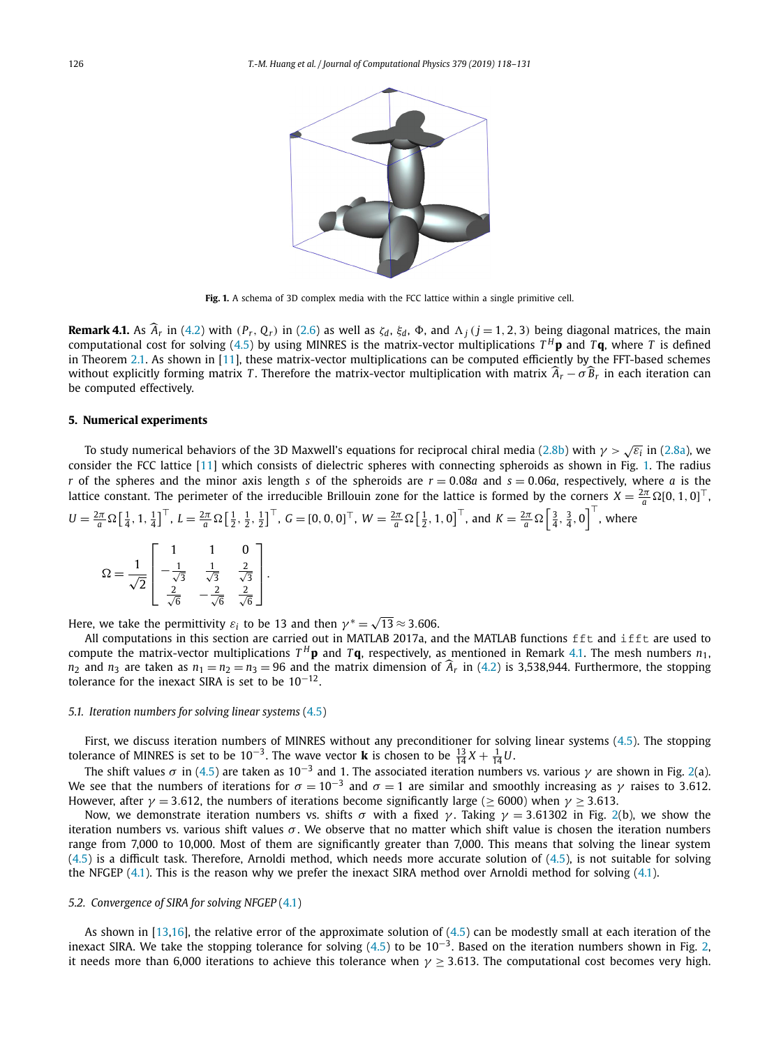**Fig. 1.** A schema of 3D complex media with the FCC lattice within a single primitive cell.

**Remark 4.1.** As $\widehat{A}_r$ in (4.2) with $(P_r, Q_r)$ in (2.6) as well as $\zeta_d$, $\xi_d$, $\Phi$, and $\Lambda_j\,(j = 1, 2, 3)$ being diagonal matrices, the main computational cost for solving (4.5) by using MINRES is the matrix-vector multiplications $T^H\mathbf{p}$ and $T\mathbf{q}$, where $T$ is defined in Theorem 2.1. As shown in [11], these matrix-vector multiplications can be computed efficiently by the FFT-based schemes without explicitly forming matrix $T$. Therefore the matrix-vector multiplication with matrix $\widehat{A}_r - \sigma\widehat{B}_r$ in each iteration can be computed effectively.

## 5. Numerical experiments

To study numerical behaviors of the 3D Maxwell's equations for reciprocal chiral media (2.8b) with $\gamma > \sqrt{\varepsilon_i}$ in (2.8a), we consider the FCC lattice [11] which consists of dielectric spheres with connecting spheroids as shown in Fig. 1. The radius $r$ of the spheres and the minor axis length $s$ of the spheroids are $r = 0.08a$ and $s = 0.06a$, respectively, where $a$ is the lattice constant. The perimeter of the irreducible Brillouin zone for the lattice is formed by the corners $X = \frac{2\pi}{a}\Omega[0, 1, 0]^\top$, $U = \frac{2\pi}{a}\Omega\left[\frac{1}{4}, 1, \frac{1}{4}\right]^\top$, $L = \frac{2\pi}{a}\Omega\left[\frac{1}{2}, \frac{1}{2}, \frac{1}{2}\right]^\top$, $G = [0, 0, 0]^\top$, $W = \frac{2\pi}{a}\Omega\left[\frac{1}{2}, 1, 0\right]^\top$, and $K = \frac{2\pi}{a}\Omega\left[\frac{3}{4}, \frac{3}{4}, 0\right]^\top$, where

$$\Omega = \frac{1}{\sqrt{2}}\begin{bmatrix} 1 & 1 & 0 \\ -\frac{1}{\sqrt{3}} & \frac{1}{\sqrt{3}} & \frac{2}{\sqrt{3}} \\ \frac{2}{\sqrt{6}} & -\frac{2}{\sqrt{6}} & \frac{2}{\sqrt{6}} \end{bmatrix}.$$

Here, we take the permittivity $\varepsilon_i$ to be 13 and then $\gamma^* = \sqrt{13} \approx 3.606$.

All computations in this section are carried out in MATLAB 2017a, and the MATLAB functions `fft` and `ifft` are used to compute the matrix-vector multiplications $T^H\mathbf{p}$ and $T\mathbf{q}$, respectively, as mentioned in Remark 4.1. The mesh numbers $n_1$, $n_2$ and $n_3$ are taken as $n_1 = n_2 = n_3 = 96$ and the matrix dimension of $\widehat{A}_r$ in (4.2) is 3,538,944. Furthermore, the stopping tolerance for the inexact SIRA is set to be $10^{-12}$.

### 5.1. Iteration numbers for solving linear systems (4.5)

First, we discuss iteration numbers of MINRES without any preconditioner for solving linear systems (4.5). The stopping tolerance of MINRES is set to be $10^{-3}$. The wave vector $\mathbf{k}$ is chosen to be $\frac{13}{14}X + \frac{1}{14}U$.

The shift values $\sigma$ in (4.5) are taken as $10^{-3}$ and 1. The associated iteration numbers vs. various $\gamma$ are shown in Fig. 2(a). We see that the numbers of iterations for $\sigma = 10^{-3}$ and $\sigma = 1$ are similar and smoothly increasing as $\gamma$ raises to 3.612. However, after $\gamma = 3.612$, the numbers of iterations become significantly large ($\geq 6000$) when $\gamma \geq 3.613$.

Now, we demonstrate iteration numbers vs. shifts $\sigma$ with a fixed $\gamma$. Taking $\gamma = 3.61302$ in Fig. 2(b), we show the iteration numbers vs. various shift values $\sigma$. We observe that no matter which shift value is chosen the iteration numbers range from 7,000 to 10,000. Most of them are significantly greater than 7,000. This means that solving the linear system (4.5) is a difficult task. Therefore, Arnoldi method, which needs more accurate solution of (4.5), is not suitable for solving the NFGEP (4.1). This is the reason why we prefer the inexact SIRA method over Arnoldi method for solving (4.1).

### 5.2. Convergence of SIRA for solving NFGEP (4.1)

As shown in [13,16], the relative error of the approximate solution of (4.5) can be modestly small at each iteration of the inexact SIRA. We take the stopping tolerance for solving (4.5) to be $10^{-3}$. Based on the iteration numbers shown in Fig. 2, it needs more than 6,000 iterations to achieve this tolerance when $\gamma \geq 3.613$. The computational cost becomes very high.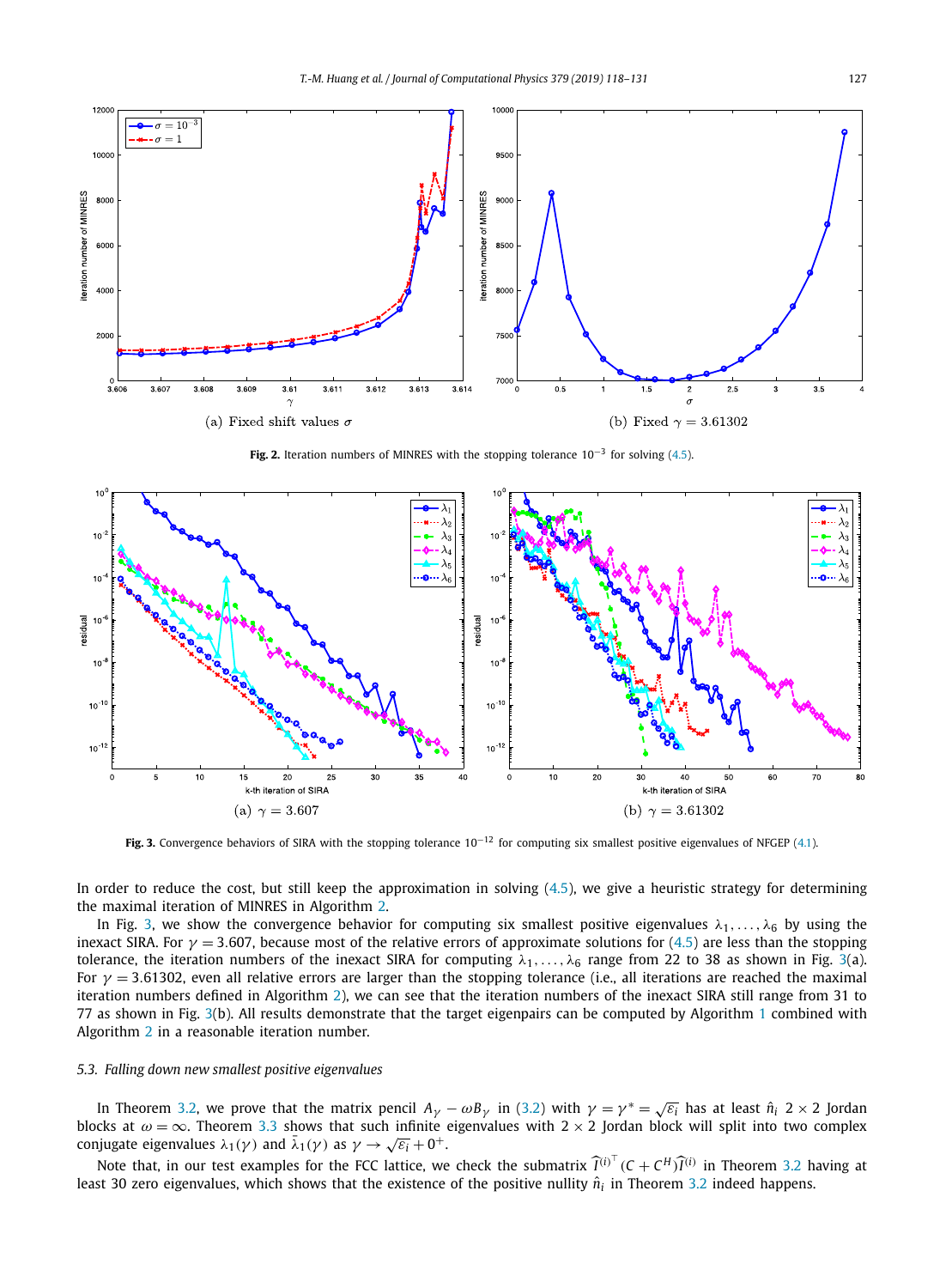(a) Fixed shift values $\sigma$

(b) Fixed $\gamma = 3.61302$

**Fig. 2.** Iteration numbers of MINRES with the stopping tolerance $10^{-3}$ for solving (4.5).

(a) $\gamma = 3.607$

(b) $\gamma = 3.61302$

**Fig. 3.** Convergence behaviors of SIRA with the stopping tolerance $10^{-12}$ for computing six smallest positive eigenvalues of NFGEP (4.1).

In order to reduce the cost, but still keep the approximation in solving (4.5), we give a heuristic strategy for determining the maximal iteration of MINRES in Algorithm 2.

In Fig. 3, we show the convergence behavior for computing six smallest positive eigenvalues $\lambda_1, \ldots, \lambda_6$ by using the inexact SIRA. For $\gamma = 3.607$, because most of the relative errors of approximate solutions for (4.5) are less than the stopping tolerance, the iteration numbers of the inexact SIRA for computing $\lambda_1, \ldots, \lambda_6$ range from 22 to 38 as shown in Fig. 3(a). For $\gamma = 3.61302$, even all relative errors are larger than the stopping tolerance (i.e., all iterations are reached the maximal iteration numbers defined in Algorithm 2), we can see that the iteration numbers of the inexact SIRA still range from 31 to 77 as shown in Fig. 3(b). All results demonstrate that the target eigenpairs can be computed by Algorithm 1 combined with Algorithm 2 in a reasonable iteration number.

### 5.3. Falling down new smallest positive eigenvalues

In Theorem 3.2, we prove that the matrix pencil $A_\gamma - \omega B_\gamma$ in (3.2) with $\gamma = \gamma^* = \sqrt{\varepsilon_i}$ has at least $\hat{n}_i$ $2 \times 2$ Jordan blocks at $\omega = \infty$. Theorem 3.3 shows that such infinite eigenvalues with $2 \times 2$ Jordan block will split into two complex conjugate eigenvalues $\lambda_1(\gamma)$ and $\bar{\lambda}_1(\gamma)$ as $\gamma \to \sqrt{\varepsilon_i} + 0^+$.

Note that, in our test examples for the FCC lattice, we check the submatrix $\widehat{I}^{(i)\top}(C + C^H)\widehat{I}^{(i)}$ in Theorem 3.2 having at least 30 zero eigenvalues, which shows that the existence of the positive nullity $\hat{n}_i$ in Theorem 3.2 indeed happens.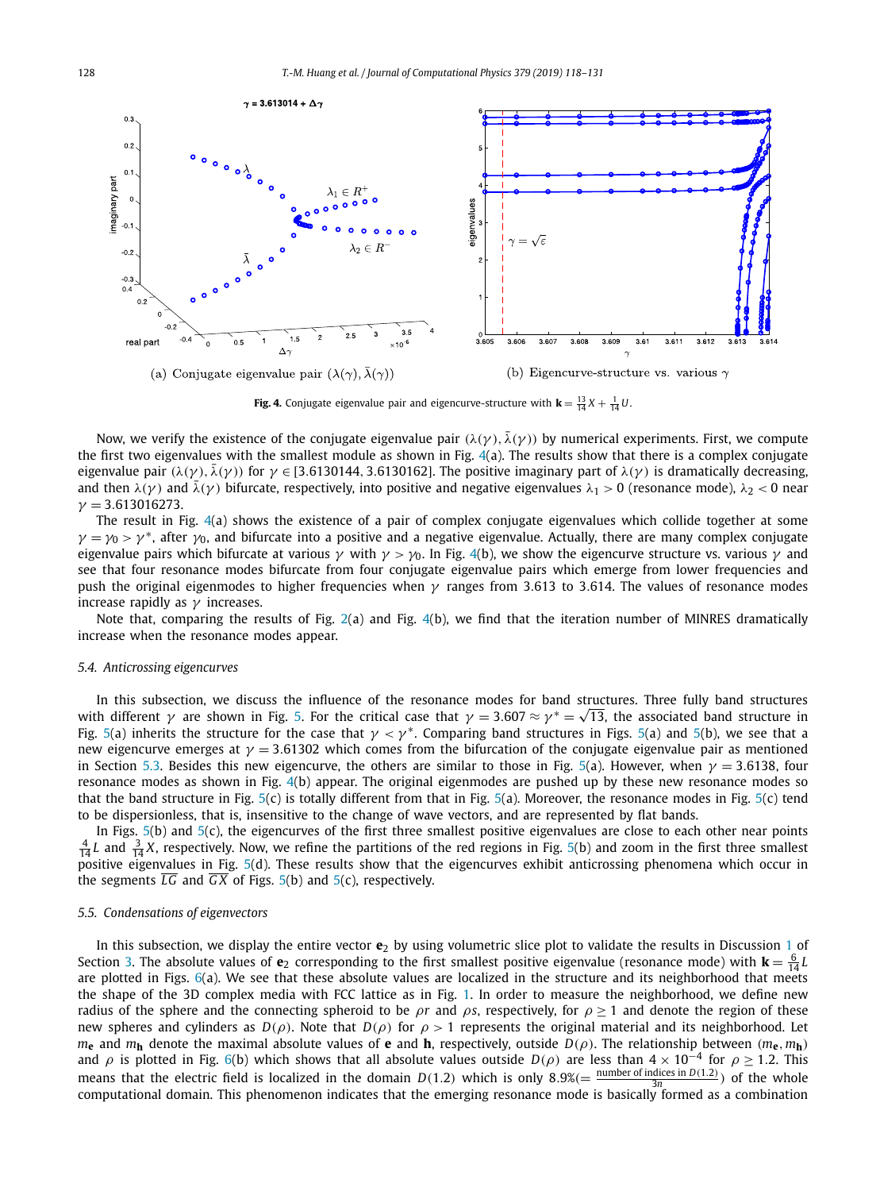(a) Conjugate eigenvalue pair $(\lambda(\gamma), \bar{\lambda}(\gamma))$

(b) Eigencurve-structure vs. various $\gamma$

**Fig. 4.** Conjugate eigenvalue pair and eigencurve-structure with $\mathbf{k} = \frac{13}{14}X + \frac{1}{14}U$.

Now, we verify the existence of the conjugate eigenvalue pair $(\lambda(\gamma), \bar{\lambda}(\gamma))$ by numerical experiments. First, we compute the first two eigenvalues with the smallest module as shown in Fig. 4(a). The results show that there is a complex conjugate eigenvalue pair $(\lambda(\gamma), \bar{\lambda}(\gamma))$ for $\gamma \in [3.6130144, 3.6130162]$. The positive imaginary part of $\lambda(\gamma)$ is dramatically decreasing, and then $\lambda(\gamma)$ and $\bar{\lambda}(\gamma)$ bifurcate, respectively, into a positive and a negative eigenvalue. $\lambda_1 > 0$ (resonance mode), $\lambda_2 < 0$ near $\gamma = 3.613016273$.

The result in Fig. 4(a) shows the existence of a pair of complex conjugate eigenvalues which collide together at some $\gamma = \gamma_0 > \gamma^*$, after $\gamma_0$, and bifurcate into a positive and a negative eigenvalue. Actually, there are many complex conjugate eigenvalue pairs which bifurcate at various $\gamma$ with $\gamma > \gamma_0$. In Fig. 4(b), we show the eigencurve structure vs. various $\gamma$ and see that four resonance modes bifurcate from four conjugate eigenvalue pairs which emerge from lower frequencies and push the original eigenmodes to higher frequencies when $\gamma$ ranges from 3.613 to 3.614. The values of resonance modes increase rapidly as $\gamma$ increases.

Note that, comparing the results of Fig. 2(a) and Fig. 4(b), we find that the iteration number of MINRES dramatically increase when the resonance modes appear.

### 5.4. Anticrossing eigencurves

In this subsection, we discuss the influence of the resonance modes for band structures. Three fully band structures with different $\gamma$ are shown in Fig. 5. For the critical case that $\gamma = 3.607 \approx \gamma^* = \sqrt{13}$, the associated band structure in Fig. 5(a) inherits the structure for the case that $\gamma < \gamma^*$. Comparing band structures in Figs. 5(a) and 5(b), we see that a new eigencurve emerges at $\gamma = 3.61302$ which comes from the bifurcation of the conjugate eigenvalue pair as mentioned in Section 5.3. Besides this new eigencurve, the others are similar to those in Fig. 5(a). However, when $\gamma = 3.6138$, four resonance modes as shown in Fig. 4(b) appear. The original eigenmodes are pushed up by these new resonance modes so that the band structure in Fig. 5(c) is totally different from that in Fig. 5(a). Moreover, the resonance modes in Fig. 5(c) tend to be dispersionless, that is, insensitive to the change of wave vectors, and are represented by flat bands.

In Figs. 5(b) and 5(c), the eigencurves of the first three smallest positive eigenvalues are close to each other near points $\frac{4}{14}L$ and $\frac{3}{14}X$, respectively. Now, we refine the partitions of the red regions in Fig. 5(b) and zoom in the first three smallest positive eigenvalues in Fig. 5(d). These results show that the eigencurves exhibit anticrossing phenomena which occur in the segments $\overline{LG}$ and $\overline{GX}$ of Figs. 5(b) and 5(c), respectively.

### 5.5. Condensations of eigenvectors

In this subsection, we display the entire vector $\mathbf{e}_2$ by using volumetric slice plot to validate the results in Discussion 1 of Section 3. The absolute values of $\mathbf{e}_2$ corresponding to the first smallest positive eigenvalue (resonance mode) with $\mathbf{k} = \frac{6}{14}L$ are plotted in Figs. 6(a). We see that these absolute values are localized in the structure and its neighborhood that meets the shape of the 3D complex media with FCC lattice as in Fig. 1. In order to measure the neighborhood, we define new radius of the sphere and the connecting spheroid to be $\rho r$ and $\rho s$, respectively, for $\rho \geq 1$ and denote the region of these new spheres and cylinders as $D(\rho)$. Note that $D(\rho)$ for $\rho > 1$ represents the original material and its neighborhood. Let $m_{\mathbf{e}}$ and $m_{\mathbf{h}}$ denote the maximal absolute values of $\mathbf{e}$ and $\mathbf{h}$, respectively, outside $D(\rho)$. The relationship between $(m_{\mathbf{e}}, m_{\mathbf{h}})$ and $\rho$ is plotted in Fig. 6(b) which shows that all absolute values outside $D(\rho)$ are less than $4 \times 10^{-4}$ for $\rho \geq 1.2$. This means that the electric field is localized in the domain $D(1.2)$ which is only 8.9%($= \frac{\text{number of indices in } D(1.2)}{3n}$) of the whole computational domain. This phenomenon indicates that the emerging resonance mode is basically formed as a combination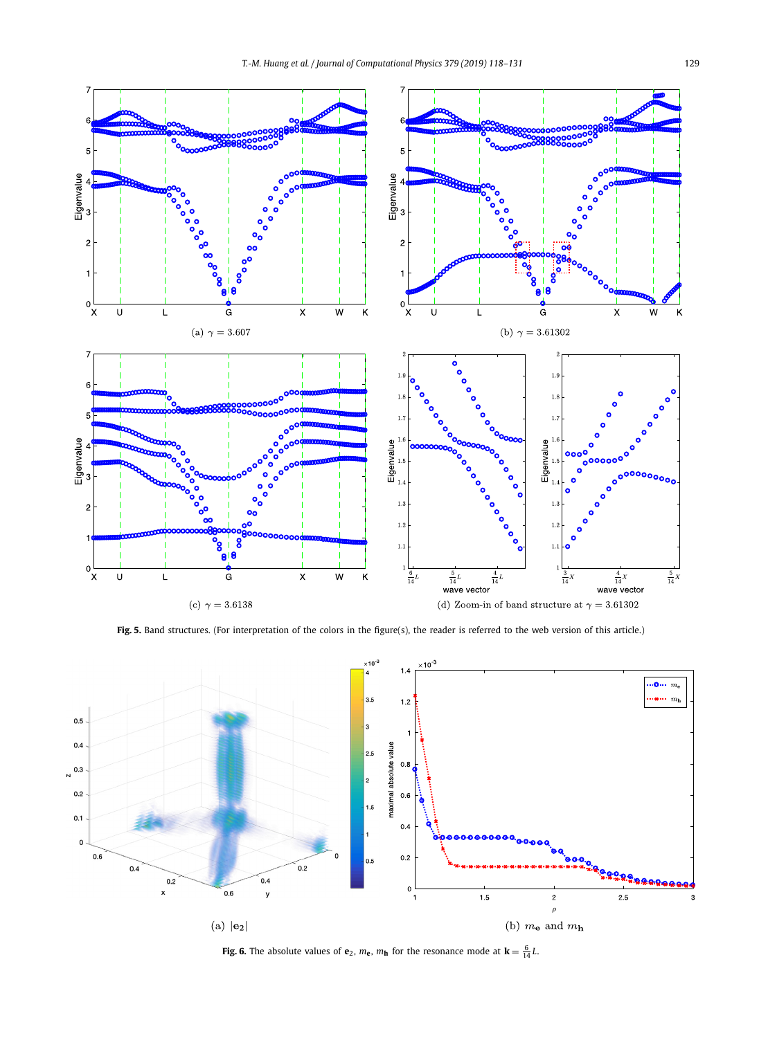(a) $\gamma = 3.607$

(b) $\gamma = 3.61302$

(c) $\gamma = 3.6138$

(d) Zoom-in of band structure at $\gamma = 3.61302$

**Fig. 5.** Band structures. (For interpretation of the colors in the figure(s), the reader is referred to the web version of this article.)

(a) $|\mathbf{e}_2|$

(b) $m_\mathbf{e}$ and $m_\mathbf{h}$

**Fig. 6.** The absolute values of $\mathbf{e}_2$, $m_\mathbf{e}$, $m_\mathbf{h}$ for the resonance mode at $\mathbf{k} = \frac{6}{14}L$.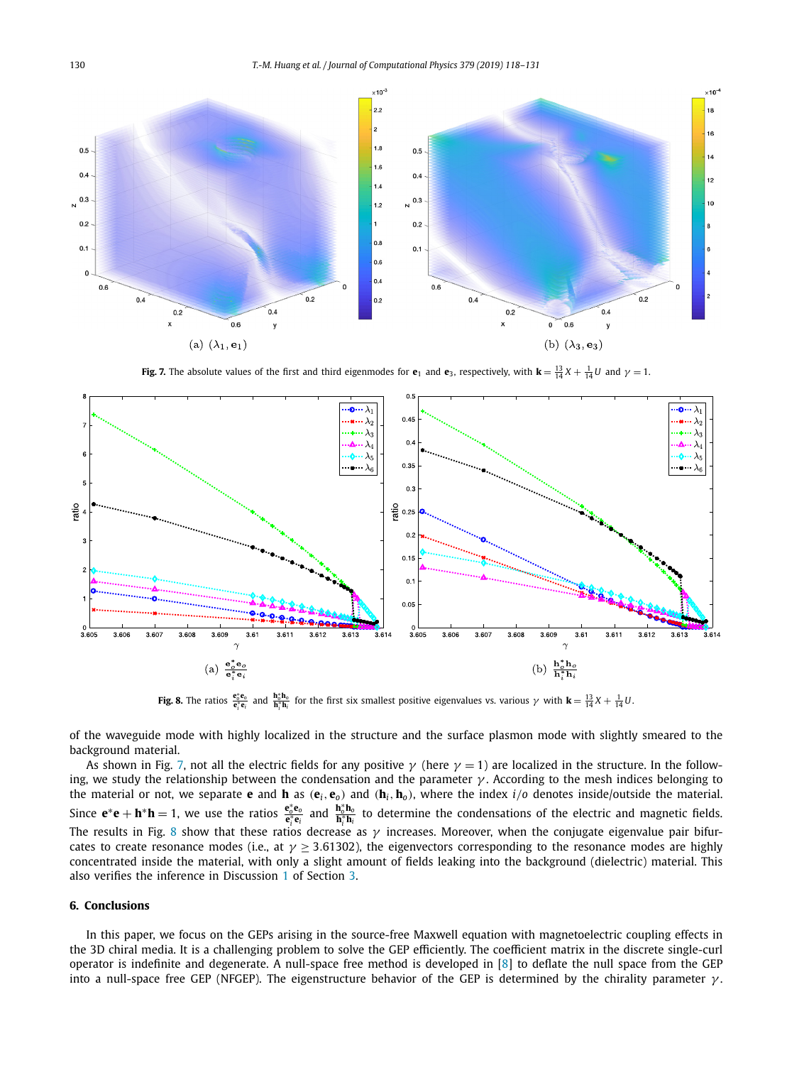(a) $(\lambda_1, \mathbf{e}_1)$

(b) $(\lambda_3, \mathbf{e}_3)$

**Fig. 7.** The absolute values of the first and third eigenmodes for $\mathbf{e}_1$ and $\mathbf{e}_3$, respectively, with $\mathbf{k} = \frac{13}{14}X + \frac{1}{14}U$ and $\gamma = 1$.

(a) $\frac{\mathbf{e}_o^*\mathbf{e}_o}{\mathbf{e}_i^*\mathbf{e}_i}$

(b) $\frac{\mathbf{h}_o^*\mathbf{h}_o}{\mathbf{h}_i^*\mathbf{h}_i}$

**Fig. 8.** The ratios $\frac{\mathbf{e}_o^*\mathbf{e}_o}{\mathbf{e}_i^*\mathbf{e}_i}$ and $\frac{\mathbf{h}_o^*\mathbf{h}_o}{\mathbf{h}_i^*\mathbf{h}_i}$ for the first six smallest positive eigenvalues vs. various $\gamma$ with $\mathbf{k} = \frac{13}{14}X + \frac{1}{14}U$.

of the waveguide mode with highly localized in the structure and the surface plasmon mode with slightly smeared to the background material.

As shown in Fig. 7, not all the electric fields for any positive $\gamma$ (here $\gamma = 1$) are localized in the structure. In the following, we study the relationship between the condensation and the parameter $\gamma$. According to the mesh indices belonging to the material or not, we separate $\mathbf{e}$ and $\mathbf{h}$ as $(\mathbf{e}_i, \mathbf{e}_o)$ and $(\mathbf{h}_i, \mathbf{h}_o)$, where the index $i/o$ denotes inside/outside the material. Since $\mathbf{e}^*\mathbf{e} + \mathbf{h}^*\mathbf{h} = 1$, we use the ratios $\frac{\mathbf{e}_o^*\mathbf{e}_o}{\mathbf{e}_i^*\mathbf{e}_i}$ and $\frac{\mathbf{h}_o^*\mathbf{h}_o}{\mathbf{h}_i^*\mathbf{h}_i}$ to determine the condensations of the electric and magnetic fields. The results in Fig. 8 show that these ratios decrease as $\gamma$ increases. Moreover, when the conjugate eigenvalue pair bifurcates to create resonance modes (i.e., at $\gamma \geq 3.61302$), the eigenvectors corresponding to the resonance modes are highly concentrated inside the material, with only a slight amount of fields leaking into the background (dielectric) material. This also verifies the inference in Discussion 1 of Section 3.

## 6. Conclusions

In this paper, we focus on the GEPs arising in the source-free Maxwell equation with magnetoelectric coupling effects in the 3D chiral media. It is a challenging problem to solve the GEP efficiently. The coefficient matrix in the discrete single-curl operator is indefinite and degenerate. A null-space free method is developed in [8] to deflate the null space from the GEP into a null-space free GEP (NFGEP). The eigenstructure behavior of the GEP is determined by the chirality parameter $\gamma$.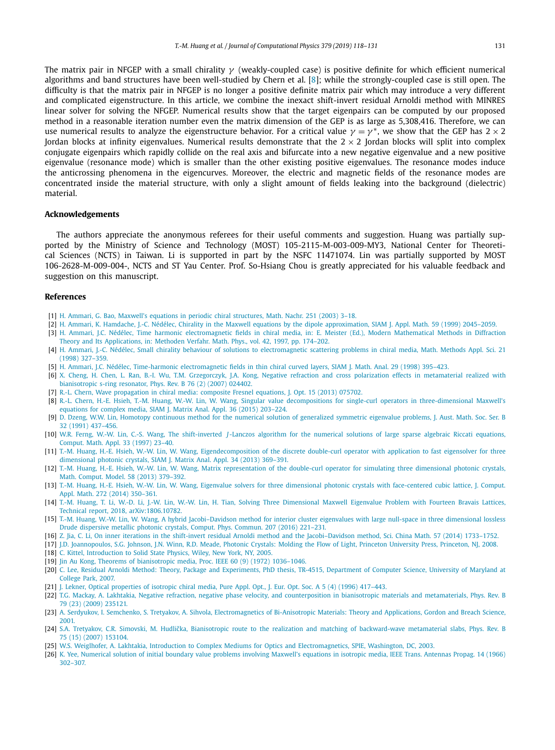The matrix pair in NFGEP with a small chirality $\gamma$ (weakly-coupled case) is positive definite for which efficient numerical algorithms and band structures have been well-studied by Chern et al. [8]; while the strongly-coupled case is still open. The difficulty is that the matrix pair in NFGEP is no longer a positive definite matrix pair which may introduce a very different and complicated eigenstructure. In this article, we combine the inexact shift-invert residual Arnoldi method with MINRES linear solver for solving the NFGEP. Numerical results show that the target eigenpairs can be computed by our proposed method in a reasonable iteration number even the matrix dimension of the GEP is as large as 5,308,416. Therefore, we can use numerical results to analyze the eigenstructure behavior. For a critical value $\gamma = \gamma^*$, we show that the GEP has $2 \times 2$ Jordan blocks at infinity eigenvalues. Numerical results demonstrate that the $2 \times 2$ Jordan blocks will split into complex conjugate eigenpairs which rapidly collide on the real axis and bifurcate into a new negative eigenvalue and a new positive eigenvalue (resonance mode) which is smaller than the other existing positive eigenvalues. The resonance modes induce the anticrossing phenomena in the eigencurves. Moreover, the electric and magnetic fields of the resonance modes are concentrated inside the material structure, with only a slight amount of fields leaking into the background (dielectric) material.

## Acknowledgements

The authors appreciate the anonymous referees for their useful comments and suggestion. Huang was partially supported by the Ministry of Science and Technology (MOST) 105-2115-M-003-009-MY3, National Center for Theoretical Sciences (NCTS) in Taiwan. Li is supported in part by the NSFC 11471074. Lin was partially supported by MOST 106-2628-M-009-004-, NCTS and ST Yau Center. Prof. So-Hsiang Chou is greatly appreciated for his valuable feedback and suggestion on this manuscript.

## References

[1] H. Ammari, G. Bao, Maxwell's equations in periodic chiral structures, Math. Nachr. 251 (2003) 3–18.

[2] H. Ammari, K. Hamdache, J.-C. Nédélec, Chirality in the Maxwell equations by the dipole approximation, SIAM J. Appl. Math. 59 (1999) 2045–2059.

[3] H. Ammari, J.C. Nédélec, Time harmonic electromagnetic fields in chiral media, in: E. Meister (Ed.), Modern Mathematical Methods in Diffraction Theory and Its Applications, in: Methoden Verfahr. Math. Phys., vol. 42, 1997, pp. 174–202.

[4] H. Ammari, J.-C. Nédélec, Small chirality behaviour of solutions to electromagnetic scattering problems in chiral media, Math. Methods Appl. Sci. 21 (1998) 327–359.

[5] H. Ammari, J.C. Nédélec, Time-harmonic electromagnetic fields in thin chiral curved layers, SIAM J. Math. Anal. 29 (1998) 395–423.

[6] X. Cheng, H. Chen, L. Ran, B.-I. Wu, T.M. Grzegorczyk, J.A. Kong, Negative refraction and cross polarization effects in metamaterial realized with bianisotropic s-ring resonator, Phys. Rev. B 76 (2) (2007) 024402.

[7] R.-L. Chern, Wave propagation in chiral media: composite Fresnel equations, J. Opt. 15 (2013) 075702.

[8] R.-L. Chern, H.-E. Hsieh, T.-M. Huang, W.-W. Lin, W. Wang, Singular value decompositions for single-curl operators in three-dimensional Maxwell's equations for complex media, SIAM J. Matrix Anal. Appl. 36 (2015) 203–224.

[9] D. Dzeng, W.W. Lin, Homotopy continuous method for the numerical solution of generalized symmetric eigenvalue problems, J. Aust. Math. Soc. Ser. B 32 (1991) 437–456.

[10] W.R. Ferng, W.-W. Lin, C.-S. Wang, The shift-inverted $J$-Lanczos algorithm for the numerical solutions of large sparse algebraic Riccati equations, Comput. Math. Appl. 33 (1997) 23–40.

[11] T.-M. Huang, H.-E. Hsieh, W.-W. Lin, W. Wang, Eigendecomposition of the discrete double-curl operator with application to fast eigensolver for three dimensional photonic crystals, SIAM J. Matrix Anal. Appl. 34 (2013) 369–391.

[12] T.-M. Huang, H.-E. Hsieh, W.-W. Lin, W. Wang, Matrix representation of the double-curl operator for simulating three dimensional photonic crystals, Math. Comput. Model. 58 (2013) 379–392.

[13] T.-M. Huang, H.-E. Hsieh, W.-W. Lin, W. Wang, Eigenvalue solvers for three dimensional photonic crystals with face-centered cubic lattice, J. Comput. Appl. Math. 272 (2014) 350–361.

[14] T.-M. Huang, T. Li, W.-D. Li, J.-W. Lin, W.-W. Lin, H. Tian, Solving Three Dimensional Maxwell Eigenvalue Problem with Fourteen Bravais Lattices, Technical report, 2018, arXiv:1806.10782.

[15] T.-M. Huang, W.-W. Lin, W. Wang, A hybrid Jacobi–Davidson method for interior cluster eigenvalues with large null-space in three dimensional lossless Drude dispersive metallic photonic crystals, Comput. Phys. Commun. 207 (2016) 221–231.

[16] Z. Jia, C. Li, On inner iterations in the shift-invert residual Arnoldi method and the Jacobi–Davidson method, Sci. China Math. 57 (2014) 1733–1752.

[17] J.D. Joannopoulos, S.G. Johnson, J.N. Winn, R.D. Meade, Photonic Crystals: Molding the Flow of Light, Princeton University Press, Princeton, NJ, 2008.

[18] C. Kittel, Introduction to Solid State Physics, Wiley, New York, NY, 2005.

[19] Jin Au Kong, Theorems of bianisotropic media, Proc. IEEE 60 (9) (1972) 1036–1046.

[20] C. Lee, Residual Arnoldi Method: Theory, Package and Experiments, PhD thesis, TR-4515, Department of Computer Science, University of Maryland at College Park, 2007.

[21] J. Lekner, Optical properties of isotropic chiral media, Pure Appl. Opt., J. Eur. Opt. Soc. A 5 (4) (1996) 417–443.

[22] T.G. Mackay, A. Lakhtakia, Negative refraction, negative phase velocity, and counterposition in bianisotropic materials and metamaterials, Phys. Rev. B 79 (23) (2009) 235121.

[23] A. Serdyukov, I. Semchenko, S. Tretyakov, A. Sihvola, Electromagnetics of Bi-Anisotropic Materials: Theory and Applications, Gordon and Breach Science, 2001.

[24] S.A. Tretyakov, C.R. Simovski, M. Hudlička, Bianisotropic route to the realization and matching of backward-wave metamaterial slabs, Phys. Rev. B 75 (15) (2007) 153104.

[25] W.S. Weiglhofer, A. Lakhtakia, Introduction to Complex Mediums for Optics and Electromagnetics, SPIE, Washington, DC, 2003.

[26] K. Yee, Numerical solution of initial boundary value problems involving Maxwell's equations in isotropic media, IEEE Trans. Antennas Propag. 14 (1966) 302–307.